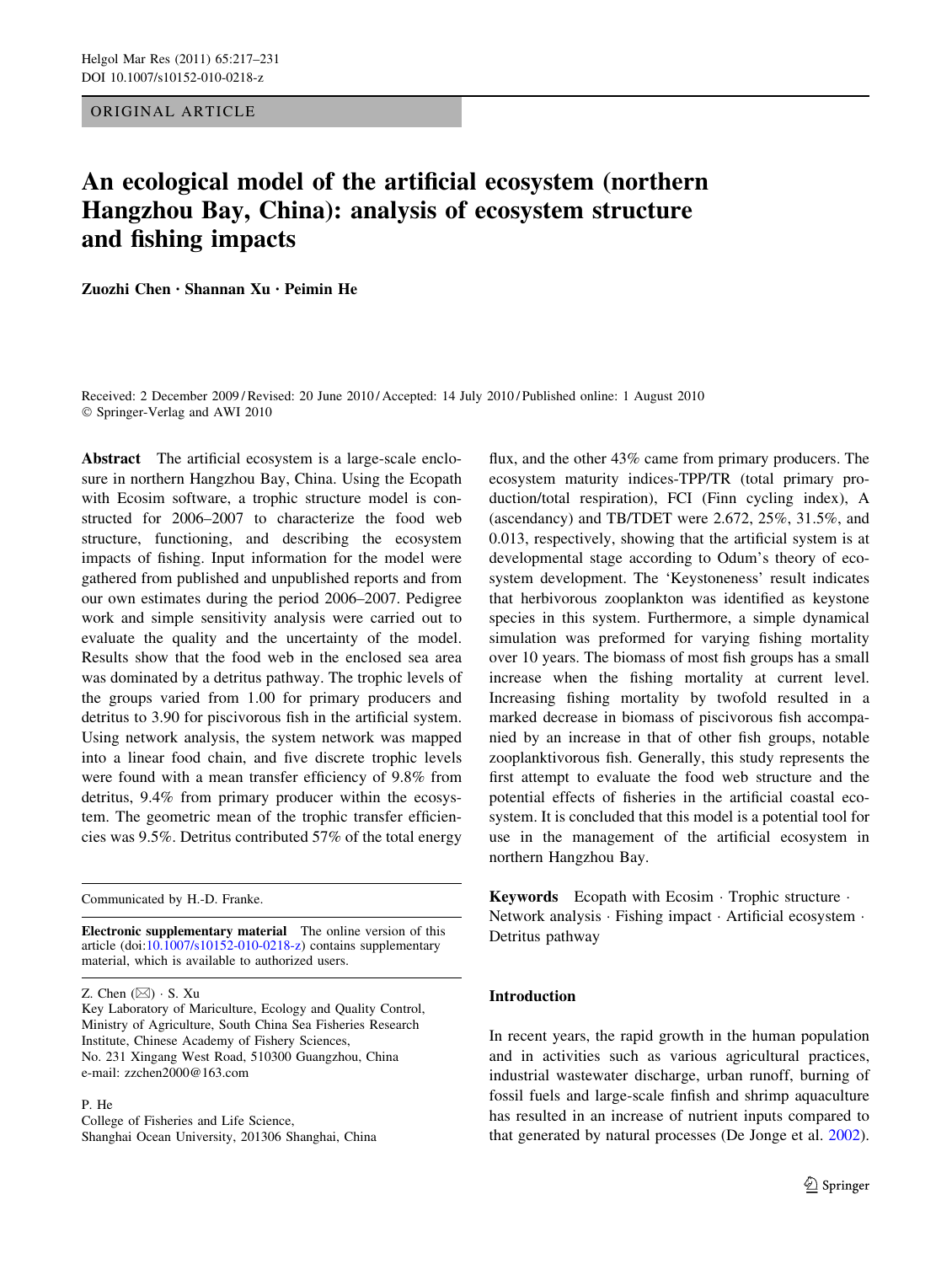ORIGINAL ARTICLE

# An ecological model of the artificial ecosystem (northern Hangzhou Bay, China): analysis of ecosystem structure and fishing impacts

**Zuozhi Chen · Shannan Xu · Peimin He**

Received: 2 December 2009 / Revised: 20 June 2010 / Accepted: 14 July 2010 / Published online: 1 August 2010
© Springer-Verlag and AWI 2010

**Abstract** The artificial ecosystem is a large-scale enclosure in northern Hangzhou Bay, China. Using the Ecopath with Ecosim software, a trophic structure model is constructed for 2006–2007 to characterize the food web structure, functioning, and describing the ecosystem impacts of fishing. Input information for the model were gathered from published and unpublished reports and from our own estimates during the period 2006–2007. Pedigree work and simple sensitivity analysis were carried out to evaluate the quality and the uncertainty of the model. Results show that the food web in the enclosed sea area was dominated by a detritus pathway. The trophic levels of the groups varied from 1.00 for primary producers and detritus to 3.90 for piscivorous fish in the artificial system. Using network analysis, the system network was mapped into a linear food chain, and five discrete trophic levels were found with a mean transfer efficiency of 9.8% from detritus, 9.4% from primary producer within the ecosystem. The geometric mean of the trophic transfer efficiencies was 9.5%. Detritus contributed 57% of the total energy flux, and the other 43% came from primary producers. The ecosystem maturity indices-TPP/TR (total primary production/total respiration), FCI (Finn cycling index), A (ascendancy) and TB/TDET were 2.672, 25%, 31.5%, and 0.013, respectively, showing that the artificial system is at developmental stage according to Odum's theory of ecosystem development. The 'Keystoneness' result indicates that herbivorous zooplankton was identified as keystone species in this system. Furthermore, a simple dynamical simulation was preformed for varying fishing mortality over 10 years. The biomass of most fish groups has a small increase when the fishing mortality at current level. Increasing fishing mortality by twofold resulted in a marked decrease in biomass of piscivorous fish accompanied by an increase in that of other fish groups, notable zooplanktivorous fish. Generally, this study represents the first attempt to evaluate the food web structure and the potential effects of fisheries in the artificial coastal ecosystem. It is concluded that this model is a potential tool for use in the management of the artificial ecosystem in northern Hangzhou Bay.

**Keywords** Ecopath with Ecosim · Trophic structure · Network analysis · Fishing impact · Artificial ecosystem · Detritus pathway

Communicated by H.-D. Franke.

**Electronic supplementary material** The online version of this article (doi:10.1007/s10152-010-0218-z) contains supplementary material, which is available to authorized users.

Z. Chen (✉) · S. Xu
Key Laboratory of Mariculture, Ecology and Quality Control, Ministry of Agriculture, South China Sea Fisheries Research Institute, Chinese Academy of Fishery Sciences, No. 231 Xingang West Road, 510300 Guangzhou, China
e-mail: zzchen2000@163.com

P. He
College of Fisheries and Life Science, Shanghai Ocean University, 201306 Shanghai, China

## Introduction

In recent years, the rapid growth in the human population and in activities such as various agricultural practices, industrial wastewater discharge, urban runoff, burning of fossil fuels and large-scale finfish and shrimp aquaculture has resulted in an increase of nutrient inputs compared to that generated by natural processes (De Jonge et al. 2002).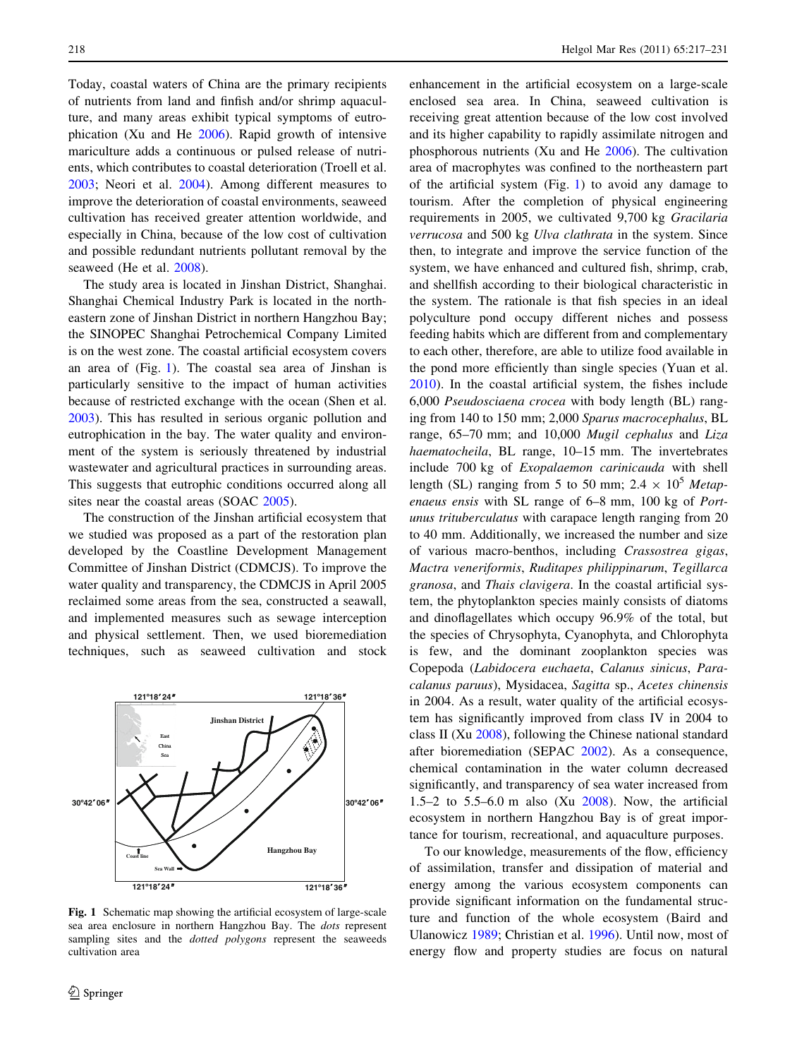Today, coastal waters of China are the primary recipients of nutrients from land and finfish and/or shrimp aquaculture, and many areas exhibit typical symptoms of eutrophication (Xu and He 2006). Rapid growth of intensive mariculture adds a continuous or pulsed release of nutrients, which contributes to coastal deterioration (Troell et al. 2003; Neori et al. 2004). Among different measures to improve the deterioration of coastal environments, seaweed cultivation has received greater attention worldwide, and especially in China, because of the low cost of cultivation and possible redundant nutrients pollutant removal by the seaweed (He et al. 2008).

The study area is located in Jinshan District, Shanghai. Shanghai Chemical Industry Park is located in the northeastern zone of Jinshan District in northern Hangzhou Bay; the SINOPEC Shanghai Petrochemical Company Limited is on the west zone. The coastal artificial ecosystem covers an area of (Fig. 1). The coastal sea area of Jinshan is particularly sensitive to the impact of human activities because of restricted exchange with the ocean (Shen et al. 2003). This has resulted in serious organic pollution and eutrophication in the bay. The water quality and environment of the system is seriously threatened by industrial wastewater and agricultural practices in surrounding areas. This suggests that eutrophic conditions occurred along all sites near the coastal areas (SOAC 2005).

The construction of the Jinshan artificial ecosystem that we studied was proposed as a part of the restoration plan developed by the Coastline Development Management Committee of Jinshan District (CDMCJS). To improve the water quality and transparency, the CDMCJS in April 2005 reclaimed some areas from the sea, constructed a seawall, and implemented measures such as sewage interception and physical settlement. Then, we used bioremediation techniques, such as seaweed cultivation and stock enhancement in the artificial ecosystem on a large-scale enclosed sea area. In China, seaweed cultivation is receiving great attention because of the low cost involved and its higher capability to rapidly assimilate nitrogen and phosphorous nutrients (Xu and He 2006). The cultivation area of macrophytes was confined to the northeastern part of the artificial system (Fig. 1) to avoid any damage to tourism. After the completion of physical engineering requirements in 2005, we cultivated 9,700 kg *Gracilaria verrucosa* and 500 kg *Ulva clathrata* in the system. Since then, to integrate and improve the service function of the system, we have enhanced and cultured fish, shrimp, crab, and shellfish according to their biological characteristic in the system. The rationale is that fish species in an ideal polyculture pond occupy different niches and possess feeding habits which are different from and complementary to each other, therefore, are able to utilize food available in the pond more efficiently than single species (Yuan et al. 2010). In the coastal artificial system, the fishes include 6,000 *Pseudosciaena crocea* with body length (BL) ranging from 140 to 150 mm; 2,000 *Sparus macrocephalus*, BL range, 65–70 mm; and 10,000 *Mugil cephalus* and *Liza haematocheila*, BL range, 10–15 mm. The invertebrates include 700 kg of *Exopalaemon carinicauda* with shell length (SL) ranging from 5 to 50 mm; $2.4 \times 10^5$ *Metapenaeus ensis* with SL range of 6–8 mm, 100 kg of *Portunus trituberculatus* with carapace length ranging from 20 to 40 mm. Additionally, we increased the number and size of various macro-benthos, including *Crassostrea gigas*, *Mactra veneriformis*, *Ruditapes philippinarum*, *Tegillarca granosa*, and *Thais clavigera*. In the coastal artificial system, the phytoplankton species mainly consists of diatoms and dinoflagellates which occupy 96.9% of the total, but the species of Chrysophyta, Cyanophyta, and Chlorophyta is few, and the dominant zooplankton species was Copepoda (*Labidocera euchaeta*, *Calanus sinicus*, *Paracalanus paruus*), Mysidacea, *Sagitta* sp., *Acetes chinensis* in 2004. As a result, water quality of the artificial ecosystem has significantly improved from class IV in 2004 to class II (Xu 2008), following the Chinese national standard after bioremediation (SEPAC 2002). As a consequence, chemical contamination in the water column decreased significantly, and transparency of sea water increased from 1.5–2 to 5.5–6.0 m also (Xu 2008). Now, the artificial ecosystem in northern Hangzhou Bay is of great importance for tourism, recreational, and aquaculture purposes.

**Fig. 1** Schematic map showing the artificial ecosystem of large-scale sea area enclosure in northern Hangzhou Bay. The *dots* represent sampling sites and the *dotted polygons* represent the seaweeds cultivation area

To our knowledge, measurements of the flow, efficiency of assimilation, transfer and dissipation of material and energy among the various ecosystem components can provide significant information on the fundamental structure and function of the whole ecosystem (Baird and Ulanowicz 1989; Christian et al. 1996). Until now, most of energy flow and property studies are focus on natural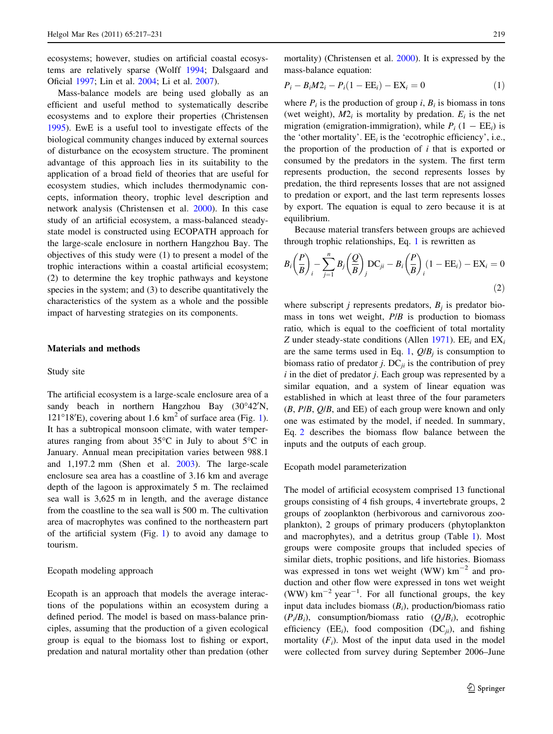ecosystems; however, studies on artificial coastal ecosystems are relatively sparse (Wolff 1994; Dalsgaard and Oficial 1997; Lin et al. 2004; Li et al. 2007).

Mass-balance models are being used globally as an efficient and useful method to systematically describe ecosystems and to explore their properties (Christensen 1995). EwE is a useful tool to investigate effects of the biological community changes induced by external sources of disturbance on the ecosystem structure. The prominent advantage of this approach lies in its suitability to the application of a broad field of theories that are useful for ecosystem studies, which includes thermodynamic concepts, information theory, trophic level description and network analysis (Christensen et al. 2000). In this case study of an artificial ecosystem, a mass-balanced steady-state model is constructed using ECOPATH approach for the large-scale enclosure in northern Hangzhou Bay. The objectives of this study were (1) to present a model of the trophic interactions within a coastal artificial ecosystem; (2) to determine the key trophic pathways and keystone species in the system; and (3) to describe quantitatively the characteristics of the system as a whole and the possible impact of harvesting strategies on its components.

## Materials and methods

### Study site

The artificial ecosystem is a large-scale enclosure area of a sandy beach in northern Hangzhou Bay (30°42′N, 121°18′E), covering about 1.6 km$^2$ of surface area (Fig. 1). It has a subtropical monsoon climate, with water temperatures ranging from about 35°C in July to about 5°C in January. Annual mean precipitation varies between 988.1 and 1,197.2 mm (Shen et al. 2003). The large-scale enclosure sea area has a coastline of 3.16 km and average depth of the lagoon is approximately 5 m. The reclaimed sea wall is 3,625 m in length, and the average distance from the coastline to the sea wall is 500 m. The cultivation area of macrophytes was confined to the northeastern part of the artificial system (Fig. 1) to avoid any damage to tourism.

### Ecopath modeling approach

Ecopath is an approach that models the average interactions of the populations within an ecosystem during a defined period. The model is based on mass-balance principles, assuming that the production of a given ecological group is equal to the biomass lost to fishing or export, predation and natural mortality other than predation (other mortality) (Christensen et al. 2000). It is expressed by the mass-balance equation:

$$P_i - B_i M2_i - P_i(1 - \mathrm{EE}_i) - \mathrm{EX}_i = 0 \quad (1)$$

where $P_i$ is the production of group $i$, $B_i$ is biomass in tons (wet weight), $M2_i$ is mortality by predation. $E_i$ is the net migration (emigration-immigration), while $P_i\,(1 - \mathrm{EE}_i)$ is the 'other mortality'. $\mathrm{EE}_i$ is the 'ecotrophic efficiency', i.e., the proportion of the production of $i$ that is exported or consumed by the predators in the system. The first term represents production, the second represents losses by predation, the third represents losses that are not assigned to predation or export, and the last term represents losses by export. The equation is equal to zero because it is at equilibrium.

Because material transfers between groups are achieved through trophic relationships, Eq. 1 is rewritten as

$$B_i\left(\frac{P}{B}\right)_i - \sum_{j=1}^{n} B_j\left(\frac{Q}{B}\right)_j \mathrm{DC}_{ji} - B_i\left(\frac{P}{B}\right)_i(1 - \mathrm{EE}_i) - \mathrm{EX}_i = 0 \quad (2)$$

where subscript $j$ represents predators, $B_j$ is predator biomass in tons wet weight, $P/B$ is production to biomass ratio, which is equal to the coefficient of total mortality $Z$ under steady-state conditions (Allen 1971). $\mathrm{EE}_i$ and $\mathrm{EX}_i$ are the same terms used in Eq. 1, $Q/B_j$ is consumption to biomass ratio of predator $j$. $\mathrm{DC}_{ji}$ is the contribution of prey $i$ in the diet of predator $j$. Each group was represented by a similar equation, and a system of linear equation was established in which at least three of the four parameters ($B$, $P/B$, $Q/B$, and EE) of each group were known and only one was estimated by the model, if needed. In summary, Eq. 2 describes the biomass flow balance between the inputs and the outputs of each group.

### Ecopath model parameterization

The model of artificial ecosystem comprised 13 functional groups consisting of 4 fish groups, 4 invertebrate groups, 2 groups of zooplankton (herbivorous and carnivorous zooplankton), 2 groups of primary producers (phytoplankton and macrophytes), and a detritus group (Table 1). Most groups were composite groups that included species of similar diets, trophic positions, and life histories. Biomass was expressed in tons wet weight (WW) km$^{-2}$ and production and other flow were expressed in tons wet weight (WW) km$^{-2}$ year$^{-1}$. For all functional groups, the key input data includes biomass ($B_i$), production/biomass ratio ($P_i/B_i$), consumption/biomass ratio ($Q_i/B_i$), ecotrophic efficiency ($\mathrm{EE}_i$), food composition ($\mathrm{DC}_{ji}$), and fishing mortality ($F_i$). Most of the input data used in the model were collected from survey during September 2006–June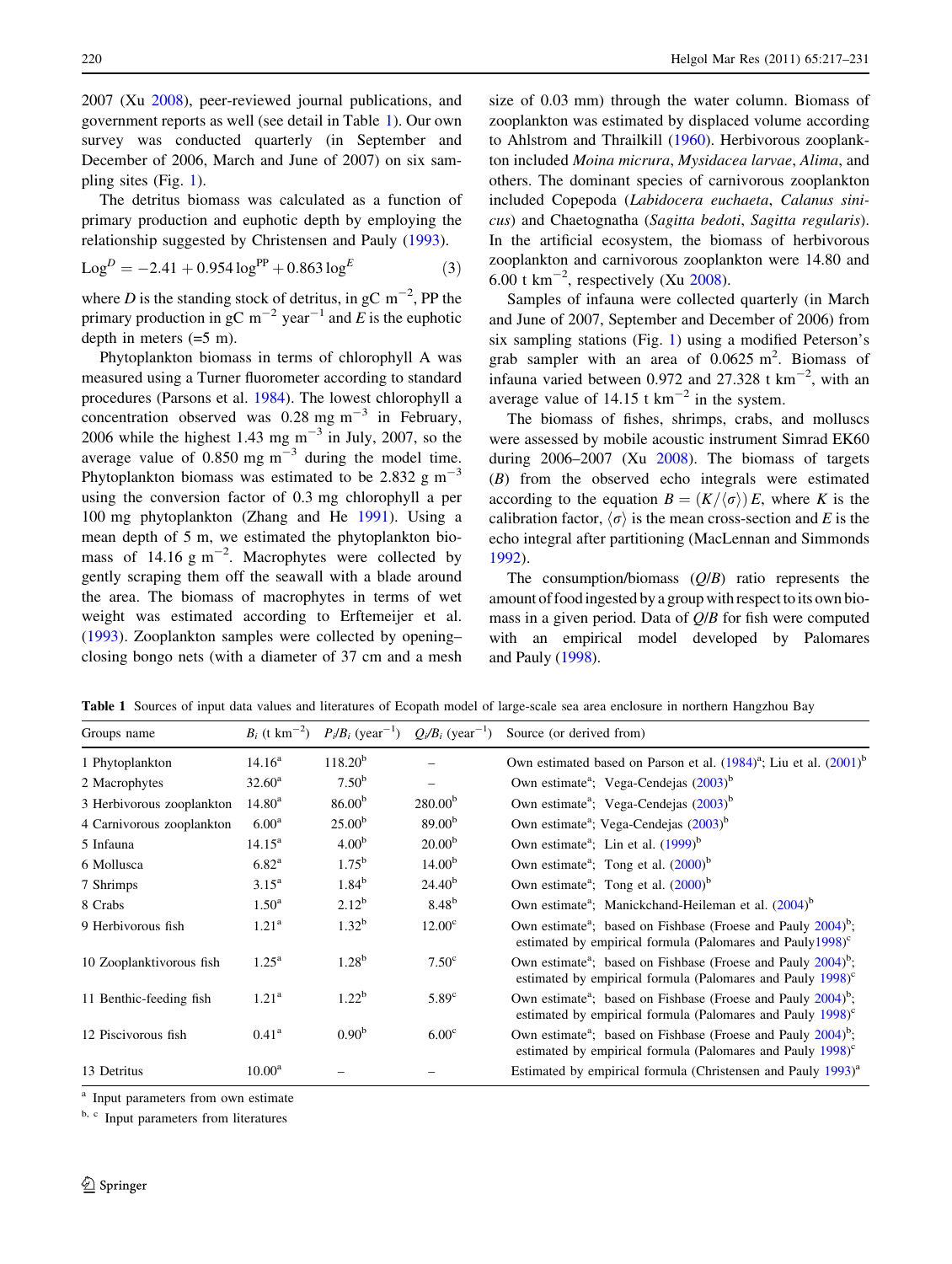2007 (Xu 2008), peer-reviewed journal publications, and government reports as well (see detail in Table 1). Our own survey was conducted quarterly (in September and December of 2006, March and June of 2007) on six sampling sites (Fig. 1).

The detritus biomass was calculated as a function of primary production and euphotic depth by employing the relationship suggested by Christensen and Pauly (1993).

$$\text{Log}^{D} = -2.41 + 0.954 \log^{\text{PP}} + 0.863 \log^{E} \quad (3)$$

where $D$ is the standing stock of detritus, in gC m$^{-2}$, PP the primary production in gC m$^{-2}$ year$^{-1}$ and $E$ is the euphotic depth in meters (=5 m).

Phytoplankton biomass in terms of chlorophyll A was measured using a Turner fluorometer according to standard procedures (Parsons et al. 1984). The lowest chlorophyll a concentration observed was 0.28 mg m$^{-3}$ in February, 2006 while the highest 1.43 mg m$^{-3}$ in July, 2007, so the average value of 0.850 mg m$^{-3}$ during the model time. Phytoplankton biomass was estimated to be 2.832 g m$^{-3}$ using the conversion factor of 0.3 mg chlorophyll a per 100 mg phytoplankton (Zhang and He 1991). Using a mean depth of 5 m, we estimated the phytoplankton biomass of 14.16 g m$^{-2}$. Macrophytes were collected by gently scraping them off the seawall with a blade around the area. The biomass of macrophytes in terms of wet weight was estimated according to Erftemeijer et al. (1993). Zooplankton samples were collected by opening–closing bongo nets (with a diameter of 37 cm and a mesh size of 0.03 mm) through the water column. Biomass of zooplankton was estimated by displaced volume according to Ahlstrom and Thrailkill (1960). Herbivorous zooplankton included *Moina micrura*, *Mysidacea larvae*, *Alima*, and others. The dominant species of carnivorous zooplankton included Copepoda (*Labidocera euchaeta*, *Calanus sinicus*) and Chaetognatha (*Sagitta bedoti*, *Sagitta regularis*). In the artificial ecosystem, the biomass of herbivorous zooplankton and carnivorous zooplankton were 14.80 and 6.00 t km$^{-2}$, respectively (Xu 2008).

Samples of infauna were collected quarterly (in March and June of 2007, September and December of 2006) from six sampling stations (Fig. 1) using a modified Peterson's grab sampler with an area of 0.0625 m$^2$. Biomass of infauna varied between 0.972 and 27.328 t km$^{-2}$, with an average value of 14.15 t km$^{-2}$ in the system.

The biomass of fishes, shrimps, crabs, and molluscs were assessed by mobile acoustic instrument Simrad EK60 during 2006–2007 (Xu 2008). The biomass of targets ($B$) from the observed echo integrals were estimated according to the equation $B = (K/\langle\sigma\rangle)\,E$, where $K$ is the calibration factor, $\langle\sigma\rangle$ is the mean cross-section and $E$ is the echo integral after partitioning (MacLennan and Simmonds 1992).

The consumption/biomass ($Q/B$) ratio represents the amount of food ingested by a group with respect to its own biomass in a given period. Data of $Q/B$ for fish were computed with an empirical model developed by Palomares and Pauly (1998).

**Table 1** Sources of input data values and literatures of Ecopath model of large-scale sea area enclosure in northern Hangzhou Bay

| Groups name | $B_i$ (t km$^{-2}$) | $P_i/B_i$ (year$^{-1}$) | $Q_i/B_i$ (year$^{-1}$) | Source (or derived from) |
|---|---|---|---|---|
| 1 Phytoplankton | 14.16[a] | 118.20[b] | – | Own estimated based on Parson et al. (1984)[a]; Liu et al. (2001)[b] |
| 2 Macrophytes | 32.60[a] | 7.50[b] | – | Own estimate[a]; Vega-Cendejas (2003)[b] |
| 3 Herbivorous zooplankton | 14.80[a] | 86.00[b] | 280.00[b] | Own estimate[a]; Vega-Cendejas (2003)[b] |
| 4 Carnivorous zooplankton | 6.00[a] | 25.00[b] | 89.00[b] | Own estimate[a]; Vega-Cendejas (2003)[b] |
| 5 Infauna | 14.15[a] | 4.00[b] | 20.00[b] | Own estimate[a]; Lin et al. (1999)[b] |
| 6 Mollusca | 6.82[a] | 1.75[b] | 14.00[b] | Own estimate[a]; Tong et al. (2000)[b] |
| 7 Shrimps | 3.15[a] | 1.84[b] | 24.40[b] | Own estimate[a]; Tong et al. (2000)[b] |
| 8 Crabs | 1.50[a] | 2.12[b] | 8.48[b] | Own estimate[a]; Manickchand-Heileman et al. (2004)[b] |
| 9 Herbivorous fish | 1.21[a] | 1.32[b] | 12.00[c] | Own estimate[a]; based on Fishbase (Froese and Pauly 2004)[b]; estimated by empirical formula (Palomares and Pauly1998)[c] |
| 10 Zooplanktivorous fish | 1.25[a] | 1.28[b] | 7.50[c] | Own estimate[a]; based on Fishbase (Froese and Pauly 2004)[b]; estimated by empirical formula (Palomares and Pauly 1998)[c] |
| 11 Benthic-feeding fish | 1.21[a] | 1.22[b] | 5.89[c] | Own estimate[a]; based on Fishbase (Froese and Pauly 2004)[b]; estimated by empirical formula (Palomares and Pauly 1998)[c] |
| 12 Piscivorous fish | 0.41[a] | 0.90[b] | 6.00[c] | Own estimate[a]; based on Fishbase (Froese and Pauly 2004)[b]; estimated by empirical formula (Palomares and Pauly 1998)[c] |
| 13 Detritus | 10.00[a] | – | – | Estimated by empirical formula (Christensen and Pauly 1993)[a] |

[a] Input parameters from own estimate

[b, c] Input parameters from literatures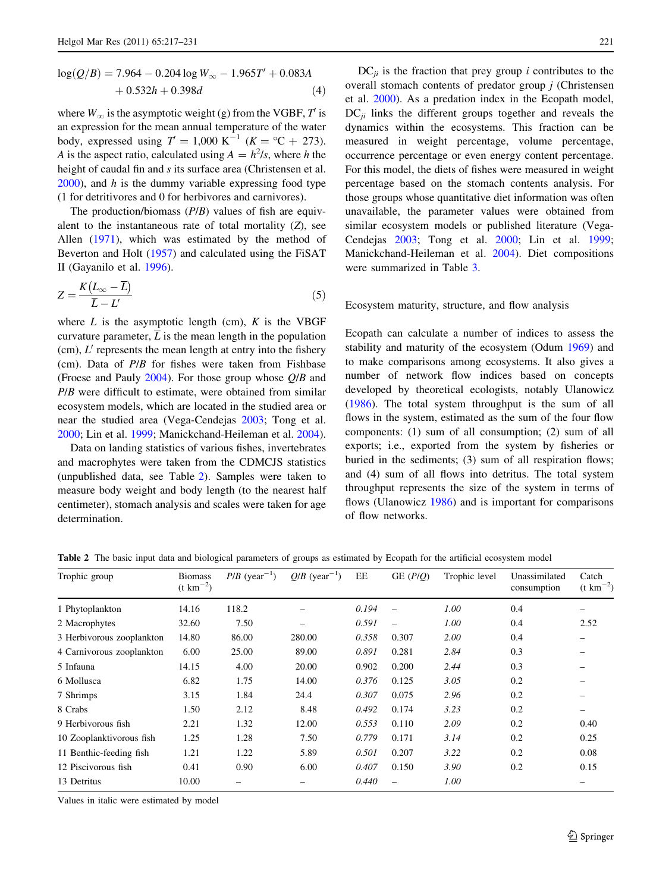$$\log(Q/B) = 7.964 - 0.204 \log W_\infty - 1.965T' + 0.083A + 0.532h + 0.398d \quad (4)$$

where $W_\infty$ is the asymptotic weight (g) from the VGBF, $T'$ is an expression for the mean annual temperature of the water body, expressed using $T' = 1{,}000 \text{ K}^{-1}$ ($K = °\text{C} + 273$). $A$ is the aspect ratio, calculated using $A = h^2/s$, where $h$ the height of caudal fin and $s$ its surface area (Christensen et al. 2000), and $h$ is the dummy variable expressing food type (1 for detritivores and 0 for herbivores and carnivores).

The production/biomass ($P/B$) values of fish are equivalent to the instantaneous rate of total mortality ($Z$), see Allen (1971), which was estimated by the method of Beverton and Holt (1957) and calculated using the FiSAT II (Gayanilo et al. 1996).

$$Z = \frac{K(L_\infty - \overline{L})}{\overline{L} - L'} \quad (5)$$

where $L$ is the asymptotic length (cm), $K$ is the VBGF curvature parameter, $\overline{L}$ is the mean length in the population (cm), $L'$ represents the mean length at entry into the fishery (cm). Data of $P/B$ for fishes were taken from Fishbase (Froese and Pauly 2004). For those group whose $Q/B$ and $P/B$ were difficult to estimate, were obtained from similar ecosystem models, which are located in the studied area or near the studied area (Vega-Cendejas 2003; Tong et al. 2000; Lin et al. 1999; Manickchand-Heileman et al. 2004).

Data on landing statistics of various fishes, invertebrates and macrophytes were taken from the CDMCJS statistics (unpublished data, see Table 2). Samples were taken to measure body weight and body length (to the nearest half centimeter), stomach analysis and scales were taken for age determination.

$DC_{ji}$ is the fraction that prey group $i$ contributes to the overall stomach contents of predator group $j$ (Christensen et al. 2000). As a predation index in the Ecopath model, $DC_{ji}$ links the different groups together and reveals the dynamics within the ecosystems. This fraction can be measured in weight percentage, volume percentage, occurrence percentage or even energy content percentage. For this model, the diets of fishes were measured in weight percentage based on the stomach contents analysis. For those groups whose quantitative diet information was often unavailable, the parameter values were obtained from similar ecosystem models or published literature (Vega-Cendejas 2003; Tong et al. 2000; Lin et al. 1999; Manickchand-Heileman et al. 2004). Diet compositions were summarized in Table 3.

## Ecosystem maturity, structure, and flow analysis

Ecopath can calculate a number of indices to assess the stability and maturity of the ecosystem (Odum 1969) and to make comparisons among ecosystems. It also gives a number of network flow indices based on concepts developed by theoretical ecologists, notably Ulanowicz (1986). The total system throughput is the sum of all flows in the system, estimated as the sum of the four flow components: (1) sum of all consumption; (2) sum of all exports; i.e., exported from the system by fisheries or buried in the sediments; (3) sum of all respiration flows; and (4) sum of all flows into detritus. The total system throughput represents the size of the system in terms of flows (Ulanowicz 1986) and is important for comparisons of flow networks.

**Table 2** The basic input data and biological parameters of groups as estimated by Ecopath for the artificial ecosystem model

| Trophic group | Biomass (t km$^{-2}$) | $P/B$ (year$^{-1}$) | $Q/B$ (year$^{-1}$) | EE | GE ($P/Q$) | Trophic level | Unassimilated consumption | Catch (t km$^{-2}$) |
|---|---|---|---|---|---|---|---|---|
| 1 Phytoplankton | 14.16 | 118.2 | – | *0.194* | – | *1.00* | 0.4 | – |
| 2 Macrophytes | 32.60 | 7.50 | – | *0.591* | – | *1.00* | 0.4 | 2.52 |
| 3 Herbivorous zooplankton | 14.80 | 86.00 | 280.00 | *0.358* | 0.307 | *2.00* | 0.4 | – |
| 4 Carnivorous zooplankton | 6.00 | 25.00 | 89.00 | *0.891* | 0.281 | *2.84* | 0.3 | – |
| 5 Infauna | 14.15 | 4.00 | 20.00 | 0.902 | 0.200 | *2.44* | 0.3 | – |
| 6 Mollusca | 6.82 | 1.75 | 14.00 | *0.376* | 0.125 | *3.05* | 0.2 | – |
| 7 Shrimps | 3.15 | 1.84 | 24.4 | *0.307* | 0.075 | *2.96* | 0.2 | – |
| 8 Crabs | 1.50 | 2.12 | 8.48 | *0.492* | 0.174 | *3.23* | 0.2 | – |
| 9 Herbivorous fish | 2.21 | 1.32 | 12.00 | *0.553* | 0.110 | *2.09* | 0.2 | 0.40 |
| 10 Zooplanktivorous fish | 1.25 | 1.28 | 7.50 | *0.779* | 0.171 | *3.14* | 0.2 | 0.25 |
| 11 Benthic-feeding fish | 1.21 | 1.22 | 5.89 | *0.501* | 0.207 | *3.22* | 0.2 | 0.08 |
| 12 Piscivorous fish | 0.41 | 0.90 | 6.00 | *0.407* | 0.150 | *3.90* | 0.2 | 0.15 |
| 13 Detritus | 10.00 | – | – | *0.440* | – | *1.00* | | – |

Values in italic were estimated by model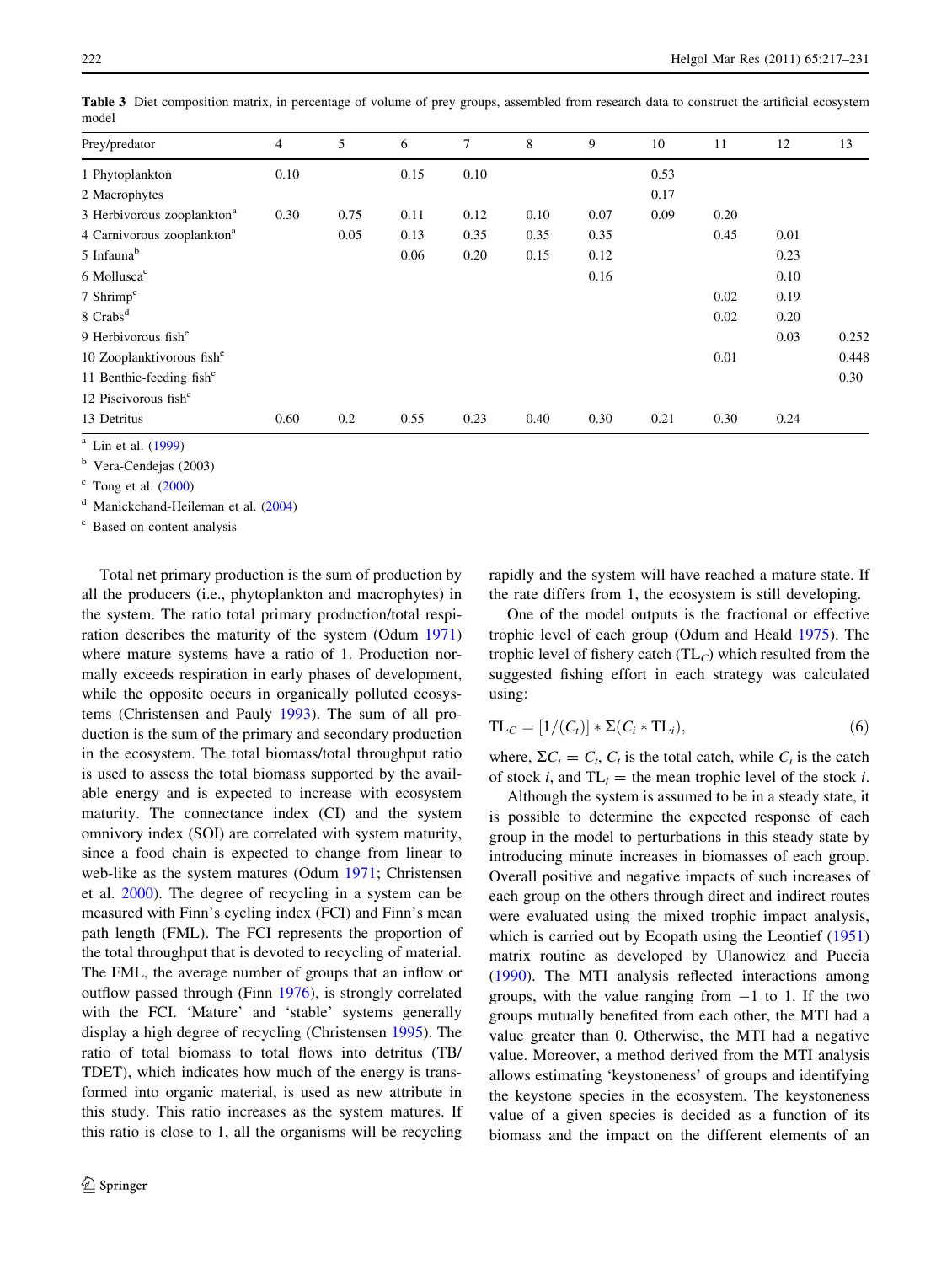**Table 3** Diet composition matrix, in percentage of volume of prey groups, assembled from research data to construct the artificial ecosystem model

| Prey/predator | 4 | 5 | 6 | 7 | 8 | 9 | 10 | 11 | 12 | 13 |
|---|---|---|---|---|---|---|---|---|---|---|
| 1 Phytoplankton | 0.10 | | 0.15 | 0.10 | | | 0.53 | | | |
| 2 Macrophytes | | | | | | | 0.17 | | | |
| 3 Herbivorous zooplankton[a] | 0.30 | 0.75 | 0.11 | 0.12 | 0.10 | 0.07 | 0.09 | 0.20 | | |
| 4 Carnivorous zooplankton[a] | | 0.05 | 0.13 | 0.35 | 0.35 | 0.35 | | 0.45 | 0.01 | |
| 5 Infauna[b] | | | 0.06 | 0.20 | 0.15 | 0.12 | | | 0.23 | |
| 6 Mollusca[c] | | | | | | 0.16 | | | 0.10 | |
| 7 Shrimp[c] | | | | | | | | 0.02 | 0.19 | |
| 8 Crabs[d] | | | | | | | | 0.02 | 0.20 | |
| 9 Herbivorous fish[e] | | | | | | | | | 0.03 | 0.252 |
| 10 Zooplanktivorous fish[e] | | | | | | | | 0.01 | | 0.448 |
| 11 Benthic-feeding fish[e] | | | | | | | | | | 0.30 |
| 12 Piscivorous fish[e] | | | | | | | | | | |
| 13 Detritus | 0.60 | 0.2 | 0.55 | 0.23 | 0.40 | 0.30 | 0.21 | 0.30 | 0.24 | |

[a] Lin et al. (1999)

[b] Vera-Cendejas (2003)

[c] Tong et al. (2000)

[d] Manickchand-Heileman et al. (2004)

[e] Based on content analysis

Total net primary production is the sum of production by all the producers (i.e., phytoplankton and macrophytes) in the system. The ratio total primary production/total respiration describes the maturity of the system (Odum 1971) where mature systems have a ratio of 1. Production normally exceeds respiration in early phases of development, while the opposite occurs in organically polluted ecosystems (Christensen and Pauly 1993). The sum of all production is the sum of the primary and secondary production in the ecosystem. The total biomass/total throughput ratio is used to assess the total biomass supported by the available energy and is expected to increase with ecosystem maturity. The connectance index (CI) and the system omnivory index (SOI) are correlated with system maturity, since a food chain is expected to change from linear to web-like as the system matures (Odum 1971; Christensen et al. 2000). The degree of recycling in a system can be measured with Finn's cycling index (FCI) and Finn's mean path length (FML). The FCI represents the proportion of the total throughput that is devoted to recycling of material. The FML, the average number of groups that an inflow or outflow passed through (Finn 1976), is strongly correlated with the FCI. 'Mature' and 'stable' systems generally display a high degree of recycling (Christensen 1995). The ratio of total biomass to total flows into detritus (TB/TDET), which indicates how much of the energy is transformed into organic material, is used as new attribute in this study. This ratio increases as the system matures. If this ratio is close to 1, all the organisms will be recycling rapidly and the system will have reached a mature state. If the rate differs from 1, the ecosystem is still developing.

One of the model outputs is the fractional or effective trophic level of each group (Odum and Heald 1975). The trophic level of fishery catch ($TL_C$) which resulted from the suggested fishing effort in each strategy was calculated using:

$$TL_C = [1/(C_t)] * \Sigma(C_i * TL_i), \tag{6}$$

where, $\Sigma C_i = C_t$, $C_t$ is the total catch, while $C_i$ is the catch of stock $i$, and $TL_i$ = the mean trophic level of the stock $i$.

Although the system is assumed to be in a steady state, it is possible to determine the expected response of each group in the model to perturbations in this steady state by introducing minute increases in biomasses of each group. Overall positive and negative impacts of such increases of each group on the others through direct and indirect routes were evaluated using the mixed trophic impact analysis, which is carried out by Ecopath using the Leontief (1951) matrix routine as developed by Ulanowicz and Puccia (1990). The MTI analysis reflected interactions among groups, with the value ranging from −1 to 1. If the two groups mutually benefited from each other, the MTI had a value greater than 0. Otherwise, the MTI had a negative value. Moreover, a method derived from the MTI analysis allows estimating 'keystoneness' of groups and identifying the keystone species in the ecosystem. The keystoneness value of a given species is decided as a function of its biomass and the impact on the different elements of an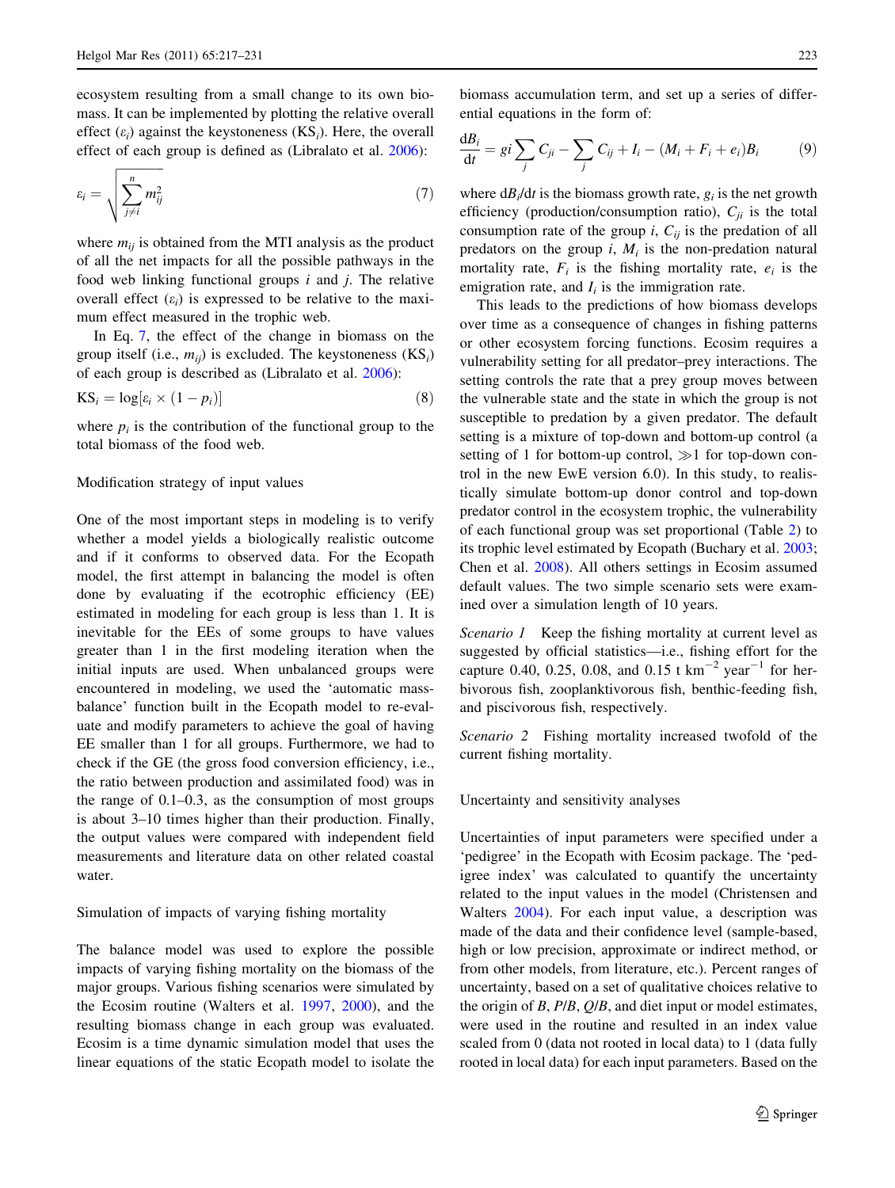ecosystem resulting from a small change to its own biomass. It can be implemented by plotting the relative overall effect ($\varepsilon_i$) against the keystoneness ($KS_i$). Here, the overall effect of each group is defined as (Libralato et al. 2006):

$$\varepsilon_i = \sqrt{\sum_{j \neq i}^{n} m_{ij}^2} \qquad (7)$$

where $m_{ij}$ is obtained from the MTI analysis as the product of all the net impacts for all the possible pathways in the food web linking functional groups $i$ and $j$. The relative overall effect ($\varepsilon_i$) is expressed to be relative to the maximum effect measured in the trophic web.

In Eq. 7, the effect of the change in biomass on the group itself (i.e., $m_{ij}$) is excluded. The keystoneness ($KS_i$) of each group is described as (Libralato et al. 2006):

$$KS_i = \log[\varepsilon_i \times (1 - p_i)] \qquad (8)$$

where $p_i$ is the contribution of the functional group to the total biomass of the food web.

### Modification strategy of input values

One of the most important steps in modeling is to verify whether a model yields a biologically realistic outcome and if it conforms to observed data. For the Ecopath model, the first attempt in balancing the model is often done by evaluating if the ecotrophic efficiency (EE) estimated in modeling for each group is less than 1. It is inevitable for the EEs of some groups to have values greater than 1 in the first modeling iteration when the initial inputs are used. When unbalanced groups were encountered in modeling, we used the 'automatic mass-balance' function built in the Ecopath model to re-evaluate and modify parameters to achieve the goal of having EE smaller than 1 for all groups. Furthermore, we had to check if the GE (the gross food conversion efficiency, i.e., the ratio between production and assimilated food) was in the range of 0.1–0.3, as the consumption of most groups is about 3–10 times higher than their production. Finally, the output values were compared with independent field measurements and literature data on other related coastal water.

### Simulation of impacts of varying fishing mortality

The balance model was used to explore the possible impacts of varying fishing mortality on the biomass of the major groups. Various fishing scenarios were simulated by the Ecosim routine (Walters et al. 1997, 2000), and the resulting biomass change in each group was evaluated. Ecosim is a time dynamic simulation model that uses the linear equations of the static Ecopath model to isolate the biomass accumulation term, and set up a series of differential equations in the form of:

$$\frac{dB_i}{dt} = gi \sum_j C_{ji} - \sum_j C_{ij} + I_i - (M_i + F_i + e_i)B_i \qquad (9)$$

where $dB_i/dt$ is the biomass growth rate, $g_i$ is the net growth efficiency (production/consumption ratio), $C_{ji}$ is the total consumption rate of the group $i$, $C_{ij}$ is the predation of all predators on the group $i$, $M_i$ is the non-predation natural mortality rate, $F_i$ is the fishing mortality rate, $e_i$ is the emigration rate, and $I_i$ is the immigration rate.

This leads to the predictions of how biomass develops over time as a consequence of changes in fishing patterns or other ecosystem forcing functions. Ecosim requires a vulnerability setting for all predator–prey interactions. The setting controls the rate that a prey group moves between the vulnerable state and the state in which the group is not susceptible to predation by a given predator. The default setting is a mixture of top-down and bottom-up control (a setting of 1 for bottom-up control, $\gg$1 for top-down control in the new EwE version 6.0). In this study, to realistically simulate bottom-up donor control and top-down predator control in the ecosystem trophic, the vulnerability of each functional group was set proportional (Table 2) to its trophic level estimated by Ecopath (Buchary et al. 2003; Chen et al. 2008). All others settings in Ecosim assumed default values. The two simple scenario sets were examined over a simulation length of 10 years.

*Scenario 1* Keep the fishing mortality at current level as suggested by official statistics—i.e., fishing effort for the capture 0.40, 0.25, 0.08, and 0.15 t km$^{-2}$ year$^{-1}$ for herbivorous fish, zooplanktivorous fish, benthic-feeding fish, and piscivorous fish, respectively.

*Scenario 2* Fishing mortality increased twofold of the current fishing mortality.

### Uncertainty and sensitivity analyses

Uncertainties of input parameters were specified under a 'pedigree' in the Ecopath with Ecosim package. The 'pedigree index' was calculated to quantify the uncertainty related to the input values in the model (Christensen and Walters 2004). For each input value, a description was made of the data and their confidence level (sample-based, high or low precision, approximate or indirect method, or from other models, from literature, etc.). Percent ranges of uncertainty, based on a set of qualitative choices relative to the origin of $B$, $P/B$, $Q/B$, and diet input or model estimates, were used in the routine and resulted in an index value scaled from 0 (data not rooted in local data) to 1 (data fully rooted in local data) for each input parameters. Based on the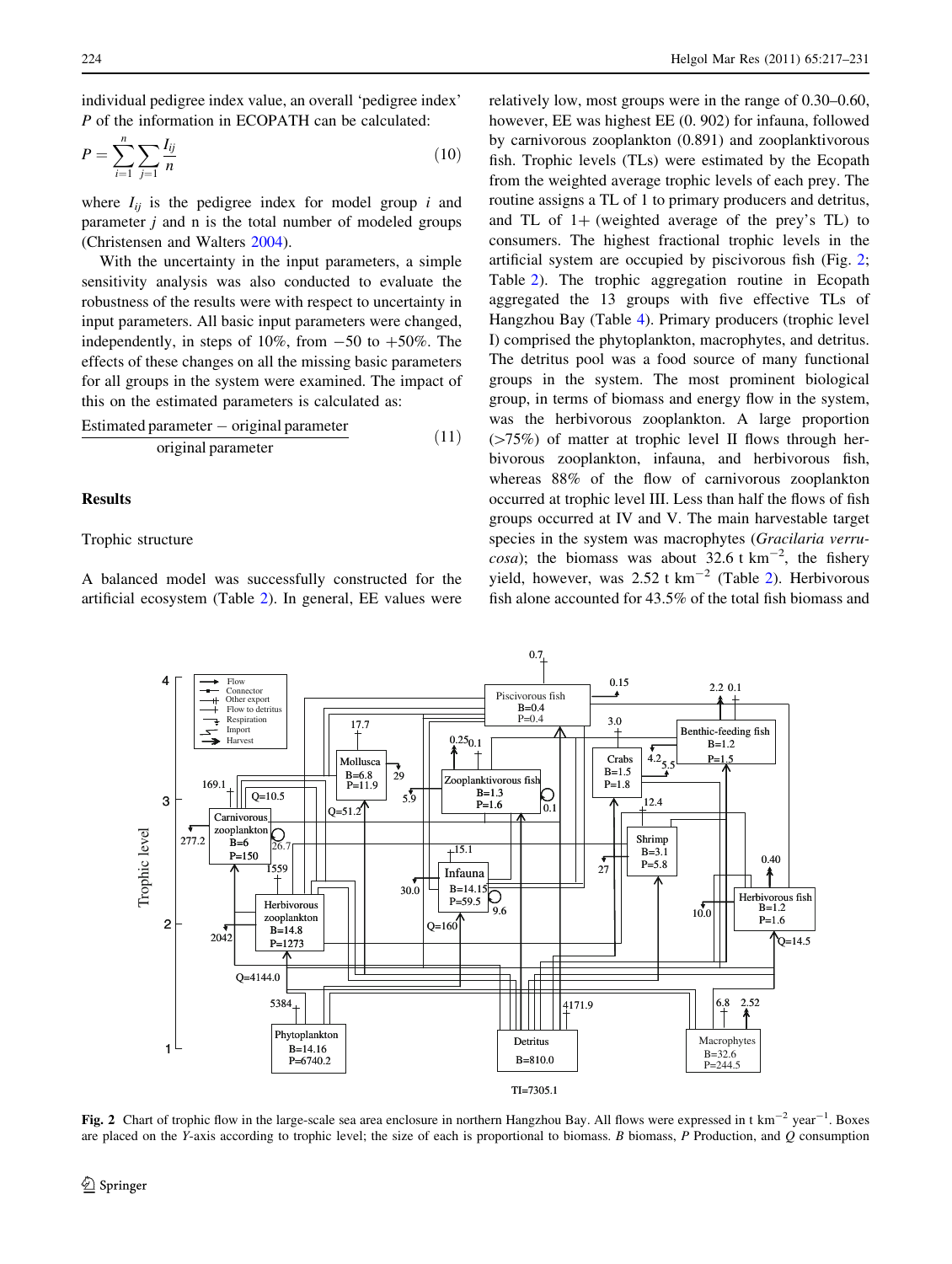individual pedigree index value, an overall 'pedigree index' P of the information in ECOPATH can be calculated:

$$P = \sum_{i=1}^{n} \sum_{j=1} \frac{I_{ij}}{n} \tag{10}$$

where $I_{ij}$ is the pedigree index for model group $i$ and parameter $j$ and n is the total number of modeled groups (Christensen and Walters 2004).

With the uncertainty in the input parameters, a simple sensitivity analysis was also conducted to evaluate the robustness of the results were with respect to uncertainty in input parameters. All basic input parameters were changed, independently, in steps of 10%, from −50 to +50%. The effects of these changes on all the missing basic parameters for all groups in the system were examined. The impact of this on the estimated parameters is calculated as:

$$\frac{\text{Estimated parameter} - \text{original parameter}}{\text{original parameter}} \tag{11}$$

## Results

### Trophic structure

A balanced model was successfully constructed for the artificial ecosystem (Table 2). In general, EE values were relatively low, most groups were in the range of 0.30–0.60, however, EE was highest EE (0. 902) for infauna, followed by carnivorous zooplankton (0.891) and zooplanktivorous fish. Trophic levels (TLs) were estimated by the Ecopath from the weighted average trophic levels of each prey. The routine assigns a TL of 1 to primary producers and detritus, and TL of 1+ (weighted average of the prey's TL) to consumers. The highest fractional trophic levels in the artificial system are occupied by piscivorous fish (Fig. 2; Table 2). The trophic aggregation routine in Ecopath aggregated the 13 groups with five effective TLs of Hangzhou Bay (Table 4). Primary producers (trophic level I) comprised the phytoplankton, macrophytes, and detritus. The detritus pool was a food source of many functional groups in the system. The most prominent biological group, in terms of biomass and energy flow in the system, was the herbivorous zooplankton. A large proportion (>75%) of matter at trophic level II flows through herbivorous zooplankton, infauna, and herbivorous fish, whereas 88% of the flow of carnivorous zooplankton occurred at trophic level III. Less than half the flows of fish groups occurred at IV and V. The main harvestable target species in the system was macrophytes (*Gracilaria verrucosa*); the biomass was about 32.6 t km$^{-2}$, the fishery yield, however, was 2.52 t km$^{-2}$ (Table 2). Herbivorous fish alone accounted for 43.5% of the total fish biomass and

**Fig. 2** Chart of trophic flow in the large-scale sea area enclosure in northern Hangzhou Bay. All flows were expressed in t km$^{-2}$ year$^{-1}$. Boxes are placed on the *Y*-axis according to trophic level; the size of each is proportional to biomass. *B* biomass, *P* Production, and *Q* consumption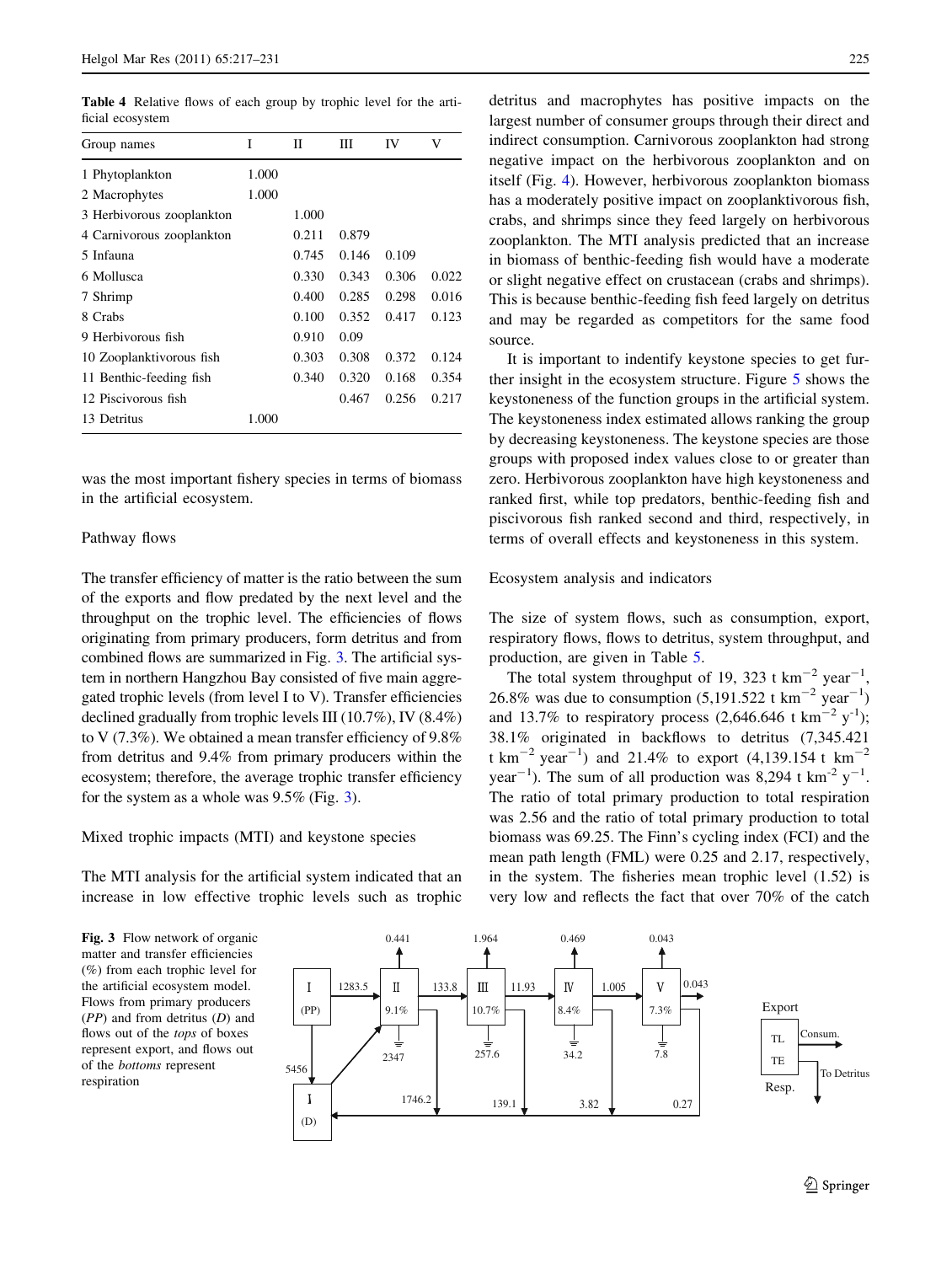**Table 4** Relative flows of each group by trophic level for the artificial ecosystem

| Group names | I | II | III | IV | V |
|---|---|---|---|---|---|
| 1 Phytoplankton | 1.000 | | | | |
| 2 Macrophytes | 1.000 | | | | |
| 3 Herbivorous zooplankton | | 1.000 | | | |
| 4 Carnivorous zooplankton | | 0.211 | 0.879 | | |
| 5 Infauna | | 0.745 | 0.146 | 0.109 | |
| 6 Mollusca | | 0.330 | 0.343 | 0.306 | 0.022 |
| 7 Shrimp | | 0.400 | 0.285 | 0.298 | 0.016 |
| 8 Crabs | | 0.100 | 0.352 | 0.417 | 0.123 |
| 9 Herbivorous fish | | 0.910 | 0.09 | | |
| 10 Zooplanktivorous fish | | 0.303 | 0.308 | 0.372 | 0.124 |
| 11 Benthic-feeding fish | | 0.340 | 0.320 | 0.168 | 0.354 |
| 12 Piscivorous fish | | | 0.467 | 0.256 | 0.217 |
| 13 Detritus | 1.000 | | | | |

was the most important fishery species in terms of biomass in the artificial ecosystem.

### Pathway flows

The transfer efficiency of matter is the ratio between the sum of the exports and flow predated by the next level and the throughput on the trophic level. The efficiencies of flows originating from primary producers, form detritus and from combined flows are summarized in Fig. 3. The artificial system in northern Hangzhou Bay consisted of five main aggregated trophic levels (from level I to V). Transfer efficiencies declined gradually from trophic levels III (10.7%), IV (8.4%) to V (7.3%). We obtained a mean transfer efficiency of 9.8% from detritus and 9.4% from primary producers within the ecosystem; therefore, the average trophic transfer efficiency for the system as a whole was 9.5% (Fig. 3).

### Mixed trophic impacts (MTI) and keystone species

The MTI analysis for the artificial system indicated that an increase in low effective trophic levels such as trophic detritus and macrophytes has positive impacts on the largest number of consumer groups through their direct and indirect consumption. Carnivorous zooplankton had strong negative impact on the herbivorous zooplankton and on itself (Fig. 4). However, herbivorous zooplankton biomass has a moderately positive impact on zooplanktivorous fish, crabs, and shrimps since they feed largely on herbivorous zooplankton. The MTI analysis predicted that an increase in biomass of benthic-feeding fish would have a moderate or slight negative effect on crustacean (crabs and shrimps). This is because benthic-feeding fish feed largely on detritus and may be regarded as competitors for the same food source.

It is important to indentify keystone species to get further insight in the ecosystem structure. Figure 5 shows the keystoneness of the function groups in the artificial system. The keystoneness index estimated allows ranking the group by decreasing keystoneness. The keystone species are those groups with proposed index values close to or greater than zero. Herbivorous zooplankton have high keystoneness and ranked first, while top predators, benthic-feeding fish and piscivorous fish ranked second and third, respectively, in terms of overall effects and keystoneness in this system.

### Ecosystem analysis and indicators

The size of system flows, such as consumption, export, respiratory flows, flows to detritus, system throughput, and production, are given in Table 5.

The total system throughput of 19, 323 t km$^{-2}$ year$^{-1}$, 26.8% was due to consumption (5,191.522 t km$^{-2}$ year$^{-1}$) and 13.7% to respiratory process (2,646.646 t km$^{-2}$ y$^{-1}$); 38.1% originated in backflows to detritus (7,345.421 t km$^{-2}$ year$^{-1}$) and 21.4% to export (4,139.154 t km$^{-2}$ year$^{-1}$). The sum of all production was 8,294 t km$^{-2}$ y$^{-1}$. The ratio of total primary production to total respiration was 2.56 and the ratio of total primary production to total biomass was 69.25. The Finn's cycling index (FCI) and the mean path length (FML) were 0.25 and 2.17, respectively, in the system. The fisheries mean trophic level (1.52) is very low and reflects the fact that over 70% of the catch

**Fig. 3** Flow network of organic matter and transfer efficiencies (%) from each trophic level for the artificial ecosystem model. Flows from primary producers (*PP*) and from detritus (*D*) and flows out of the *tops* of boxes represent export, and flows out of the *bottoms* represent respiration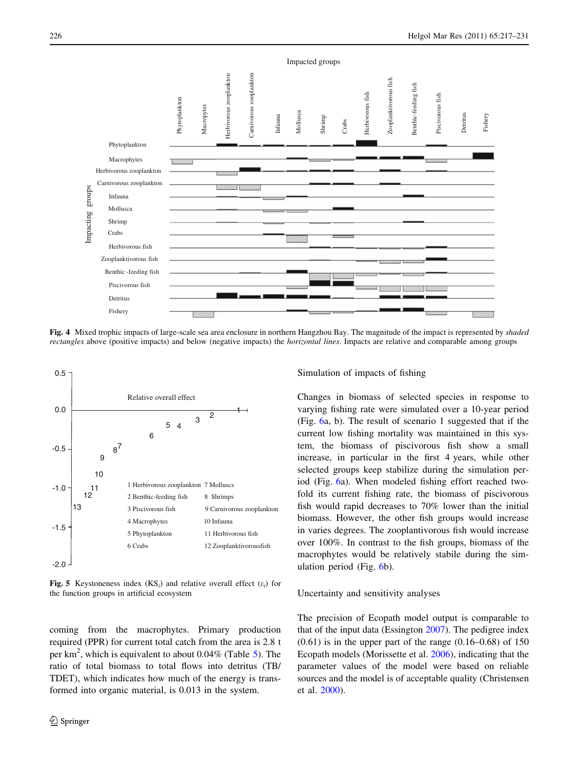Fig. 4 Mixed trophic impacts of large-scale sea area enclosure in northern Hangzhou Bay. The magnitude of the impact is represented by *shaded rectangles* above (positive impacts) and below (negative impacts) the *horizontal lines*. Impacts are relative and comparable among groups

Fig. 5 Keystoneness index ($KS_i$) and relative overall effect ($\varepsilon_i$) for the function groups in artificial ecosystem

coming from the macrophytes. Primary production required (PPR) for current total catch from the area is 2.8 t per km$^2$, which is equivalent to about 0.04% (Table 5). The ratio of total biomass to total flows into detritus (TB/TDET), which indicates how much of the energy is transformed into organic material, is 0.013 in the system.

### Simulation of impacts of fishing

Changes in biomass of selected species in response to varying fishing rate were simulated over a 10-year period (Fig. 6a, b). The result of scenario 1 suggested that if the current low fishing mortality was maintained in this system, the biomass of piscivorous fish show a small increase, in particular in the first 4 years, while other selected groups keep stabilize during the simulation period (Fig. 6a). When modeled fishing effort reached twofold its current fishing rate, the biomass of piscivorous fish would rapid decreases to 70% lower than the initial biomass. However, the other fish groups would increase in varies degrees. The zooplantivorous fish would increase over 100%. In contrast to the fish groups, biomass of the macrophytes would be relatively stabile during the simulation period (Fig. 6b).

### Uncertainty and sensitivity analyses

The precision of Ecopath model output is comparable to that of the input data (Essington 2007). The pedigree index (0.61) is in the upper part of the range (0.16–0.68) of 150 Ecopath models (Morissette et al. 2006), indicating that the parameter values of the model were based on reliable sources and the model is of acceptable quality (Christensen et al. 2000).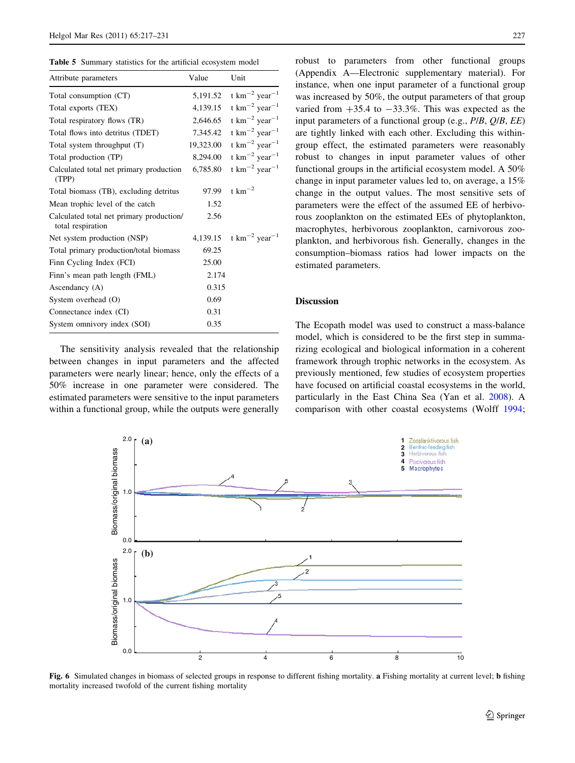**Table 5** Summary statistics for the artificial ecosystem model

| Attribute parameters | Value | Unit |
|---|---|---|
| Total consumption (CT) | 5,191.52 | t $km^{-2}$ $year^{-1}$ |
| Total exports (TEX) | 4,139.15 | t $km^{-2}$ $year^{-1}$ |
| Total respiratory flows (TR) | 2,646.65 | t $km^{-2}$ $year^{-1}$ |
| Total flows into detritus (TDET) | 7,345.42 | t $km^{-2}$ $year^{-1}$ |
| Total system throughput (T) | 19,323.00 | t $km^{-2}$ $year^{-1}$ |
| Total production (TP) | 8,294.00 | t $km^{-2}$ $year^{-1}$ |
| Calculated total net primary production (TPP) | 6,785.80 | t $km^{-2}$ $year^{-1}$ |
| Total biomass (TB), excluding detritus | 97.99 | t $km^{-2}$ |
| Mean trophic level of the catch | 1.52 | |
| Calculated total net primary production/total respiration | 2.56 | |
| Net system production (NSP) | 4,139.15 | t $km^{-2}$ $year^{-1}$ |
| Total primary production/total biomass | 69.25 | |
| Finn Cycling Index (FCI) | 25.00 | |
| Finn's mean path length (FML) | 2.174 | |
| Ascendancy (A) | 0.315 | |
| System overhead (O) | 0.69 | |
| Connectance index (CI) | 0.31 | |
| System omnivory index (SOI) | 0.35 | |

The sensitivity analysis revealed that the relationship between changes in input parameters and the affected parameters were nearly linear; hence, only the effects of a 50% increase in one parameter were considered. The estimated parameters were sensitive to the input parameters within a functional group, while the outputs were generally robust to parameters from other functional groups (Appendix A—Electronic supplementary material). For instance, when one input parameter of a functional group was increased by 50%, the output parameters of that group varied from +35.4 to −33.3%. This was expected as the input parameters of a functional group (e.g., *P*/*B*, *Q*/*B*, *EE*) are tightly linked with each other. Excluding this within-group effect, the estimated parameters were reasonably robust to changes in input parameter values of other functional groups in the artificial ecosystem model. A 50% change in input parameter values led to, on average, a 15% change in the output values. The most sensitive sets of parameters were the effect of the assumed EE of herbivorous zooplankton on the estimated EEs of phytoplankton, macrophytes, herbivorous zooplankton, carnivorous zooplankton, and herbivorous fish. Generally, changes in the consumption–biomass ratios had lower impacts on the estimated parameters.

## Discussion

The Ecopath model was used to construct a mass-balance model, which is considered to be the first step in summarizing ecological and biological information in a coherent framework through trophic networks in the ecosystem. As previously mentioned, few studies of ecosystem properties have focused on artificial coastal ecosystems in the world, particularly in the East China Sea (Yan et al. 2008). A comparison with other coastal ecosystems (Wolff 1994;

**Fig. 6** Simulated changes in biomass of selected groups in response to different fishing mortality. **a** Fishing mortality at current level; **b** fishing mortality increased twofold of the current fishing mortality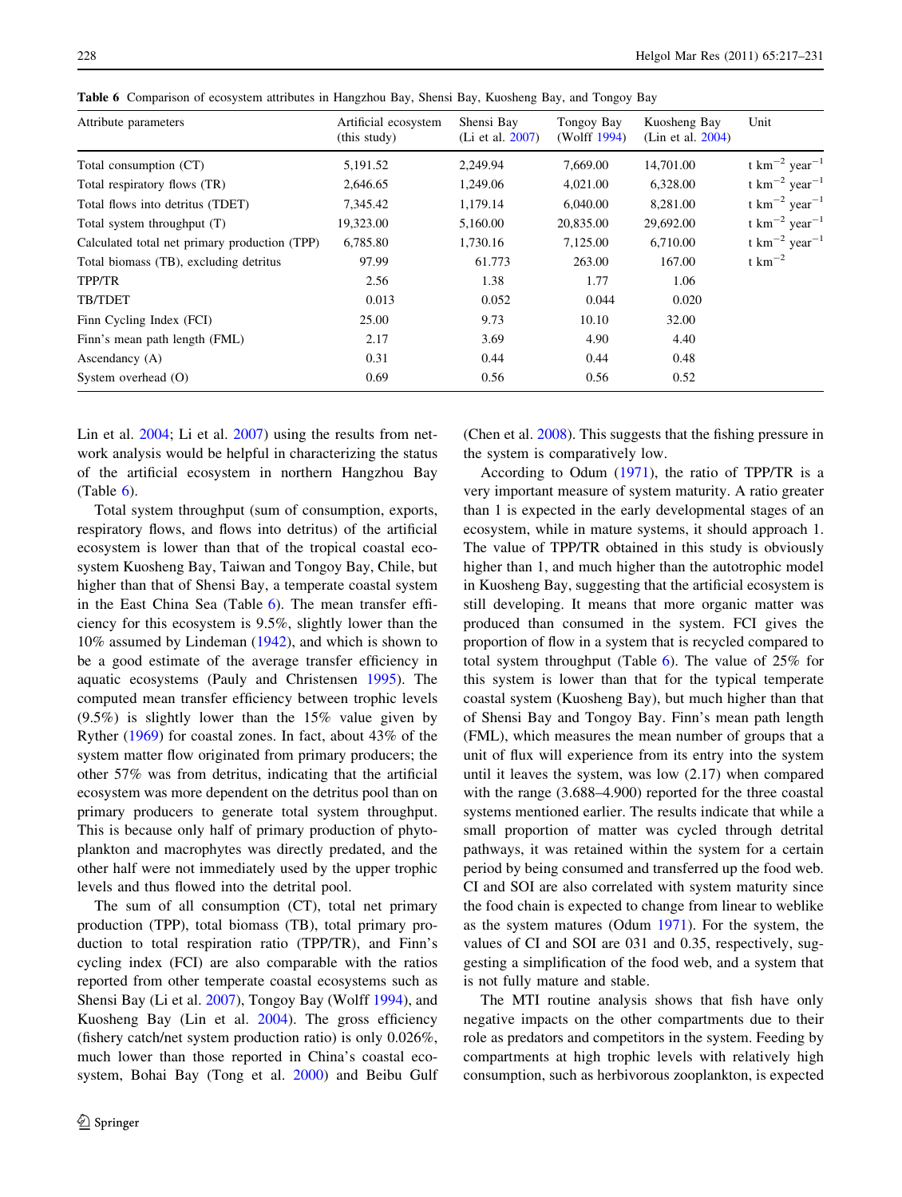**Table 6** Comparison of ecosystem attributes in Hangzhou Bay, Shensi Bay, Kuosheng Bay, and Tongoy Bay

| Attribute parameters | Artificial ecosystem (this study) | Shensi Bay (Li et al. 2007) | Tongoy Bay (Wolff 1994) | Kuosheng Bay (Lin et al. 2004) | Unit |
|---|---|---|---|---|---|
| Total consumption (CT) | 5,191.52 | 2,249.94 | 7,669.00 | 14,701.00 | t km$^{-2}$ year$^{-1}$ |
| Total respiratory flows (TR) | 2,646.65 | 1,249.06 | 4,021.00 | 6,328.00 | t km$^{-2}$ year$^{-1}$ |
| Total flows into detritus (TDET) | 7,345.42 | 1,179.14 | 6,040.00 | 8,281.00 | t km$^{-2}$ year$^{-1}$ |
| Total system throughput (T) | 19,323.00 | 5,160.00 | 20,835.00 | 29,692.00 | t km$^{-2}$ year$^{-1}$ |
| Calculated total net primary production (TPP) | 6,785.80 | 1,730.16 | 7,125.00 | 6,710.00 | t km$^{-2}$ year$^{-1}$ |
| Total biomass (TB), excluding detritus | 97.99 | 61.773 | 263.00 | 167.00 | t km$^{-2}$ |
| TPP/TR | 2.56 | 1.38 | 1.77 | 1.06 | |
| TB/TDET | 0.013 | 0.052 | 0.044 | 0.020 | |
| Finn Cycling Index (FCI) | 25.00 | 9.73 | 10.10 | 32.00 | |
| Finn's mean path length (FML) | 2.17 | 3.69 | 4.90 | 4.40 | |
| Ascendancy (A) | 0.31 | 0.44 | 0.44 | 0.48 | |
| System overhead (O) | 0.69 | 0.56 | 0.56 | 0.52 | |

Lin et al. 2004; Li et al. 2007) using the results from network analysis would be helpful in characterizing the status of the artificial ecosystem in northern Hangzhou Bay (Table 6).

Total system throughput (sum of consumption, exports, respiratory flows, and flows into detritus) of the artificial ecosystem is lower than that of the tropical coastal ecosystem Kuosheng Bay, Taiwan and Tongoy Bay, Chile, but higher than that of Shensi Bay, a temperate coastal system in the East China Sea (Table 6). The mean transfer efficiency for this ecosystem is 9.5%, slightly lower than the 10% assumed by Lindeman (1942), and which is shown to be a good estimate of the average transfer efficiency in aquatic ecosystems (Pauly and Christensen 1995). The computed mean transfer efficiency between trophic levels (9.5%) is slightly lower than the 15% value given by Ryther (1969) for coastal zones. In fact, about 43% of the system matter flow originated from primary producers; the other 57% was from detritus, indicating that the artificial ecosystem was more dependent on the detritus pool than on primary producers to generate total system throughput. This is because only half of primary production of phytoplankton and macrophytes was directly predated, and the other half were not immediately used by the upper trophic levels and thus flowed into the detrital pool.

The sum of all consumption (CT), total net primary production (TPP), total biomass (TB), total primary production to total respiration ratio (TPP/TR), and Finn's cycling index (FCI) are also comparable with the ratios reported from other temperate coastal ecosystems such as Shensi Bay (Li et al. 2007), Tongoy Bay (Wolff 1994), and Kuosheng Bay (Lin et al. 2004). The gross efficiency (fishery catch/net system production ratio) is only 0.026%, much lower than those reported in China's coastal ecosystem, Bohai Bay (Tong et al. 2000) and Beibu Gulf (Chen et al. 2008). This suggests that the fishing pressure in the system is comparatively low.

According to Odum (1971), the ratio of TPP/TR is a very important measure of system maturity. A ratio greater than 1 is expected in the early developmental stages of an ecosystem, while in mature systems, it should approach 1. The value of TPP/TR obtained in this study is obviously higher than 1, and much higher than the autotrophic model in Kuosheng Bay, suggesting that the artificial ecosystem is still developing. It means that more organic matter was produced than consumed in the system. FCI gives the proportion of flow in a system that is recycled compared to total system throughput (Table 6). The value of 25% for this system is lower than that for the typical temperate coastal system (Kuosheng Bay), but much higher than that of Shensi Bay and Tongoy Bay. Finn's mean path length (FML), which measures the mean number of groups that a unit of flux will experience from its entry into the system until it leaves the system, was low (2.17) when compared with the range (3.688–4.900) reported for the three coastal systems mentioned earlier. The results indicate that while a small proportion of matter was cycled through detrital pathways, it was retained within the system for a certain period by being consumed and transferred up the food web. CI and SOI are also correlated with system maturity since the food chain is expected to change from linear to weblike as the system matures (Odum 1971). For the system, the values of CI and SOI are 031 and 0.35, respectively, suggesting a simplification of the food web, and a system that is not fully mature and stable.

The MTI routine analysis shows that fish have only negative impacts on the other compartments due to their role as predators and competitors in the system. Feeding by compartments at high trophic levels with relatively high consumption, such as herbivorous zooplankton, is expected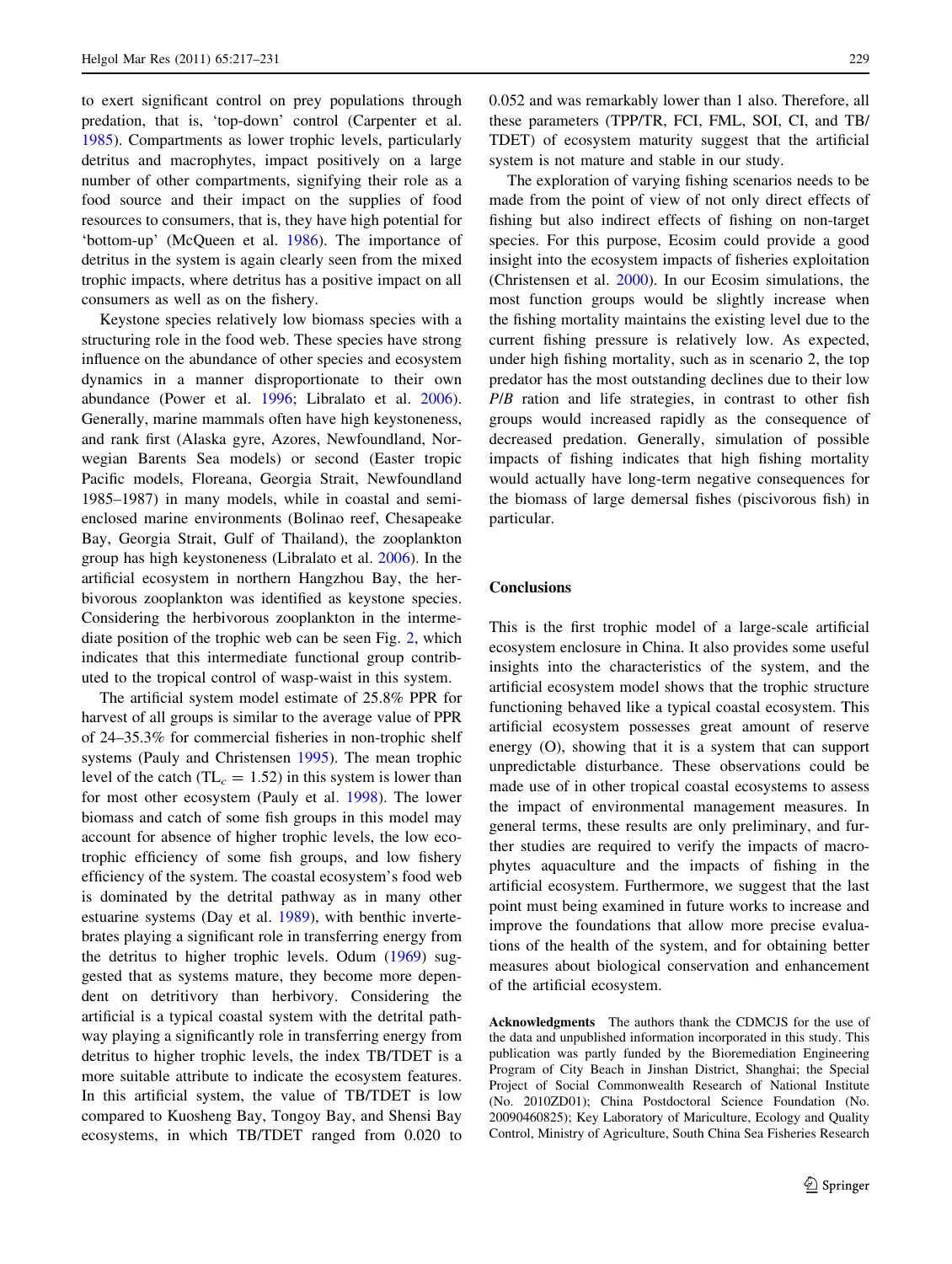to exert significant control on prey populations through predation, that is, 'top-down' control (Carpenter et al. 1985). Compartments as lower trophic levels, particularly detritus and macrophytes, impact positively on a large number of other compartments, signifying their role as a food source and their impact on the supplies of food resources to consumers, that is, they have high potential for 'bottom-up' (McQueen et al. 1986). The importance of detritus in the system is again clearly seen from the mixed trophic impacts, where detritus has a positive impact on all consumers as well as on the fishery.

Keystone species relatively low biomass species with a structuring role in the food web. These species have strong influence on the abundance of other species and ecosystem dynamics in a manner disproportionate to their own abundance (Power et al. 1996; Libralato et al. 2006). Generally, marine mammals often have high keystoneness, and rank first (Alaska gyre, Azores, Newfoundland, Norwegian Barents Sea models) or second (Easter tropic Pacific models, Floreana, Georgia Strait, Newfoundland 1985–1987) in many models, while in coastal and semi-enclosed marine environments (Bolinao reef, Chesapeake Bay, Georgia Strait, Gulf of Thailand), the zooplankton group has high keystoneness (Libralato et al. 2006). In the artificial ecosystem in northern Hangzhou Bay, the herbivorous zooplankton was identified as keystone species. Considering the herbivorous zooplankton in the intermediate position of the trophic web can be seen Fig. 2, which indicates that this intermediate functional group contributed to the tropical control of wasp-waist in this system.

The artificial system model estimate of 25.8% PPR for harvest of all groups is similar to the average value of PPR of 24–35.3% for commercial fisheries in non-trophic shelf systems (Pauly and Christensen 1995). The mean trophic level of the catch ($TL_c = 1.52$) in this system is lower than for most other ecosystem (Pauly et al. 1998). The lower biomass and catch of some fish groups in this model may account for absence of higher trophic levels, the low ecotrophic efficiency of some fish groups, and low fishery efficiency of the system. The coastal ecosystem's food web is dominated by the detrital pathway as in many other estuarine systems (Day et al. 1989), with benthic invertebrates playing a significant role in transferring energy from the detritus to higher trophic levels. Odum (1969) suggested that as systems mature, they become more dependent on detritivory than herbivory. Considering the artificial is a typical coastal system with the detrital pathway playing a significantly role in transferring energy from detritus to higher trophic levels, the index TB/TDET is a more suitable attribute to indicate the ecosystem features. In this artificial system, the value of TB/TDET is low compared to Kuosheng Bay, Tongoy Bay, and Shensi Bay ecosystems, in which TB/TDET ranged from 0.020 to 0.052 and was remarkably lower than 1 also. Therefore, all these parameters (TPP/TR, FCI, FML, SOI, CI, and TB/TDET) of ecosystem maturity suggest that the artificial system is not mature and stable in our study.

The exploration of varying fishing scenarios needs to be made from the point of view of not only direct effects of fishing but also indirect effects of fishing on non-target species. For this purpose, Ecosim could provide a good insight into the ecosystem impacts of fisheries exploitation (Christensen et al. 2000). In our Ecosim simulations, the most function groups would be slightly increase when the fishing mortality maintains the existing level due to the current fishing pressure is relatively low. As expected, under high fishing mortality, such as in scenario 2, the top predator has the most outstanding declines due to their low *P*/*B* ration and life strategies, in contrast to other fish groups would increased rapidly as the consequence of decreased predation. Generally, simulation of possible impacts of fishing indicates that high fishing mortality would actually have long-term negative consequences for the biomass of large demersal fishes (piscivorous fish) in particular.

## Conclusions

This is the first trophic model of a large-scale artificial ecosystem enclosure in China. It also provides some useful insights into the characteristics of the system, and the artificial ecosystem model shows that the trophic structure functioning behaved like a typical coastal ecosystem. This artificial ecosystem possesses great amount of reserve energy (O), showing that it is a system that can support unpredictable disturbance. These observations could be made use of in other tropical coastal ecosystems to assess the impact of environmental management measures. In general terms, these results are only preliminary, and further studies are required to verify the impacts of macrophytes aquaculture and the impacts of fishing in the artificial ecosystem. Furthermore, we suggest that the last point must being examined in future works to increase and improve the foundations that allow more precise evaluations of the health of the system, and for obtaining better measures about biological conservation and enhancement of the artificial ecosystem.

**Acknowledgments** The authors thank the CDMCJS for the use of the data and unpublished information incorporated in this study. This publication was partly funded by the Bioremediation Engineering Program of City Beach in Jinshan District, Shanghai; the Special Project of Social Commonwealth Research of National Institute (No. 2010ZD01); China Postdoctoral Science Foundation (No. 20090460825); Key Laboratory of Mariculture, Ecology and Quality Control, Ministry of Agriculture, South China Sea Fisheries Research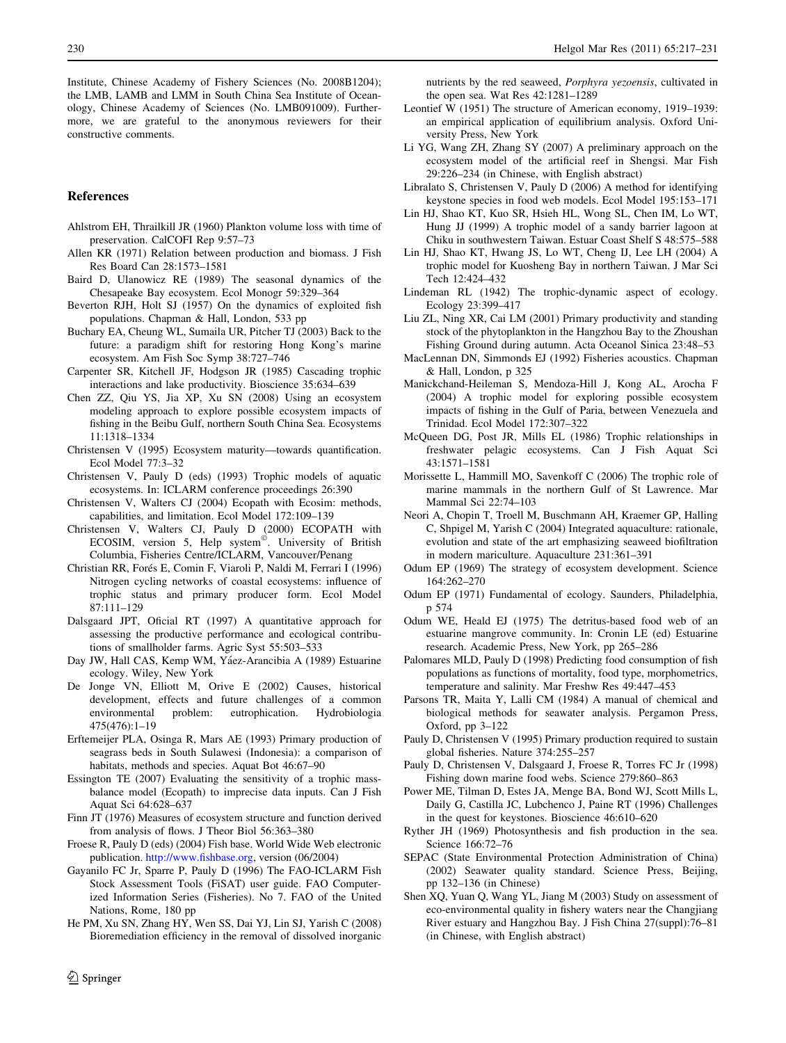Institute, Chinese Academy of Fishery Sciences (No. 2008B1204); the LMB, LAMB and LMM in South China Sea Institute of Oceanology, Chinese Academy of Sciences (No. LMB091009). Furthermore, we are grateful to the anonymous reviewers for their constructive comments.

## References

Ahlstrom EH, Thrailkill JR (1960) Plankton volume loss with time of preservation. CalCOFI Rep 9:57–73

Allen KR (1971) Relation between production and biomass. J Fish Res Board Can 28:1573–1581

Baird D, Ulanowicz RE (1989) The seasonal dynamics of the Chesapeake Bay ecosystem. Ecol Monogr 59:329–364

Beverton RJH, Holt SJ (1957) On the dynamics of exploited fish populations. Chapman & Hall, London, 533 pp

Buchary EA, Cheung WL, Sumaila UR, Pitcher TJ (2003) Back to the future: a paradigm shift for restoring Hong Kong's marine ecosystem. Am Fish Soc Symp 38:727–746

Carpenter SR, Kitchell JF, Hodgson JR (1985) Cascading trophic interactions and lake productivity. Bioscience 35:634–639

Chen ZZ, Qiu YS, Jia XP, Xu SN (2008) Using an ecosystem modeling approach to explore possible ecosystem impacts of fishing in the Beibu Gulf, northern South China Sea. Ecosystems 11:1318–1334

Christensen V (1995) Ecosystem maturity—towards quantification. Ecol Model 77:3–32

Christensen V, Pauly D (eds) (1993) Trophic models of aquatic ecosystems. In: ICLARM conference proceedings 26:390

Christensen V, Walters CJ (2004) Ecopath with Ecosim: methods, capabilities, and limitation. Ecol Model 172:109–139

Christensen V, Walters CJ, Pauly D (2000) ECOPATH with ECOSIM, version 5, Help system©. University of British Columbia, Fisheries Centre/ICLARM, Vancouver/Penang

Christian RR, Forés E, Comin F, Viaroli P, Naldi M, Ferrari I (1996) Nitrogen cycling networks of coastal ecosystems: influence of trophic status and primary producer form. Ecol Model 87:111–129

Dalsgaard JPT, Oficial RT (1997) A quantitative approach for assessing the productive performance and ecological contributions of smallholder farms. Agric Syst 55:503–533

Day JW, Hall CAS, Kemp WM, Yáez-Arancibia A (1989) Estuarine ecology. Wiley, New York

De Jonge VN, Elliott M, Orive E (2002) Causes, historical development, effects and future challenges of a common environmental problem: eutrophication. Hydrobiologia 475(476):1–19

Erftemeijer PLA, Osinga R, Mars AE (1993) Primary production of seagrass beds in South Sulawesi (Indonesia): a comparison of habitats, methods and species. Aquat Bot 46:67–90

Essington TE (2007) Evaluating the sensitivity of a trophic mass-balance model (Ecopath) to imprecise data inputs. Can J Fish Aquat Sci 64:628–637

Finn JT (1976) Measures of ecosystem structure and function derived from analysis of flows. J Theor Biol 56:363–380

Froese R, Pauly D (eds) (2004) Fish base. World Wide Web electronic publication. http://www.fishbase.org, version (06/2004)

Gayanilo FC Jr, Sparre P, Pauly D (1996) The FAO-ICLARM Fish Stock Assessment Tools (FiSAT) user guide. FAO Computerized Information Series (Fisheries). No 7. FAO of the United Nations, Rome, 180 pp

He PM, Xu SN, Zhang HY, Wen SS, Dai YJ, Lin SJ, Yarish C (2008) Bioremediation efficiency in the removal of dissolved inorganic nutrients by the red seaweed, *Porphyra yezoensis*, cultivated in the open sea. Wat Res 42:1281–1289

Leontief W (1951) The structure of American economy, 1919–1939: an empirical application of equilibrium analysis. Oxford University Press, New York

Li YG, Wang ZH, Zhang SY (2007) A preliminary approach on the ecosystem model of the artificial reef in Shengsi. Mar Fish 29:226–234 (in Chinese, with English abstract)

Libralato S, Christensen V, Pauly D (2006) A method for identifying keystone species in food web models. Ecol Model 195:153–171

Lin HJ, Shao KT, Kuo SR, Hsieh HL, Wong SL, Chen IM, Lo WT, Hung JJ (1999) A trophic model of a sandy barrier lagoon at Chiku in southwestern Taiwan. Estuar Coast Shelf S 48:575–588

Lin HJ, Shao KT, Hwang JS, Lo WT, Cheng IJ, Lee LH (2004) A trophic model for Kuosheng Bay in northern Taiwan. J Mar Sci Tech 12:424–432

Lindeman RL (1942) The trophic-dynamic aspect of ecology. Ecology 23:399–417

Liu ZL, Ning XR, Cai LM (2001) Primary productivity and standing stock of the phytoplankton in the Hangzhou Bay to the Zhoushan Fishing Ground during autumn. Acta Oceanol Sinica 23:48–53

MacLennan DN, Simmonds EJ (1992) Fisheries acoustics. Chapman & Hall, London, p 325

Manickchand-Heileman S, Mendoza-Hill J, Kong AL, Arocha F (2004) A trophic model for exploring possible ecosystem impacts of fishing in the Gulf of Paria, between Venezuela and Trinidad. Ecol Model 172:307–322

McQueen DG, Post JR, Mills EL (1986) Trophic relationships in freshwater pelagic ecosystems. Can J Fish Aquat Sci 43:1571–1581

Morissette L, Hammill MO, Savenkoff C (2006) The trophic role of marine mammals in the northern Gulf of St Lawrence. Mar Mammal Sci 22:74–103

Neori A, Chopin T, Troell M, Buschmann AH, Kraemer GP, Halling C, Shpigel M, Yarish C (2004) Integrated aquaculture: rationale, evolution and state of the art emphasizing seaweed biofiltration in modern mariculture. Aquaculture 231:361–391

Odum EP (1969) The strategy of ecosystem development. Science 164:262–270

Odum EP (1971) Fundamental of ecology. Saunders, Philadelphia, p 574

Odum WE, Heald EJ (1975) The detritus-based food web of an estuarine mangrove community. In: Cronin LE (ed) Estuarine research. Academic Press, New York, pp 265–286

Palomares MLD, Pauly D (1998) Predicting food consumption of fish populations as functions of mortality, food type, morphometrics, temperature and salinity. Mar Freshw Res 49:447–453

Parsons TR, Maita Y, Lalli CM (1984) A manual of chemical and biological methods for seawater analysis. Pergamon Press, Oxford, pp 3–122

Pauly D, Christensen V (1995) Primary production required to sustain global fisheries. Nature 374:255–257

Pauly D, Christensen V, Dalsgaard J, Froese R, Torres FC Jr (1998) Fishing down marine food webs. Science 279:860–863

Power ME, Tilman D, Estes JA, Menge BA, Bond WJ, Scott Mills L, Daily G, Castilla JC, Lubchenco J, Paine RT (1996) Challenges in the quest for keystones. Bioscience 46:610–620

Ryther JH (1969) Photosynthesis and fish production in the sea. Science 166:72–76

SEPAC (State Environmental Protection Administration of China) (2002) Seawater quality standard. Science Press, Beijing, pp 132–136 (in Chinese)

Shen XQ, Yuan Q, Wang YL, Jiang M (2003) Study on assessment of eco-environmental quality in fishery waters near the Changjiang River estuary and Hangzhou Bay. J Fish China 27(suppl):76–81 (in Chinese, with English abstract)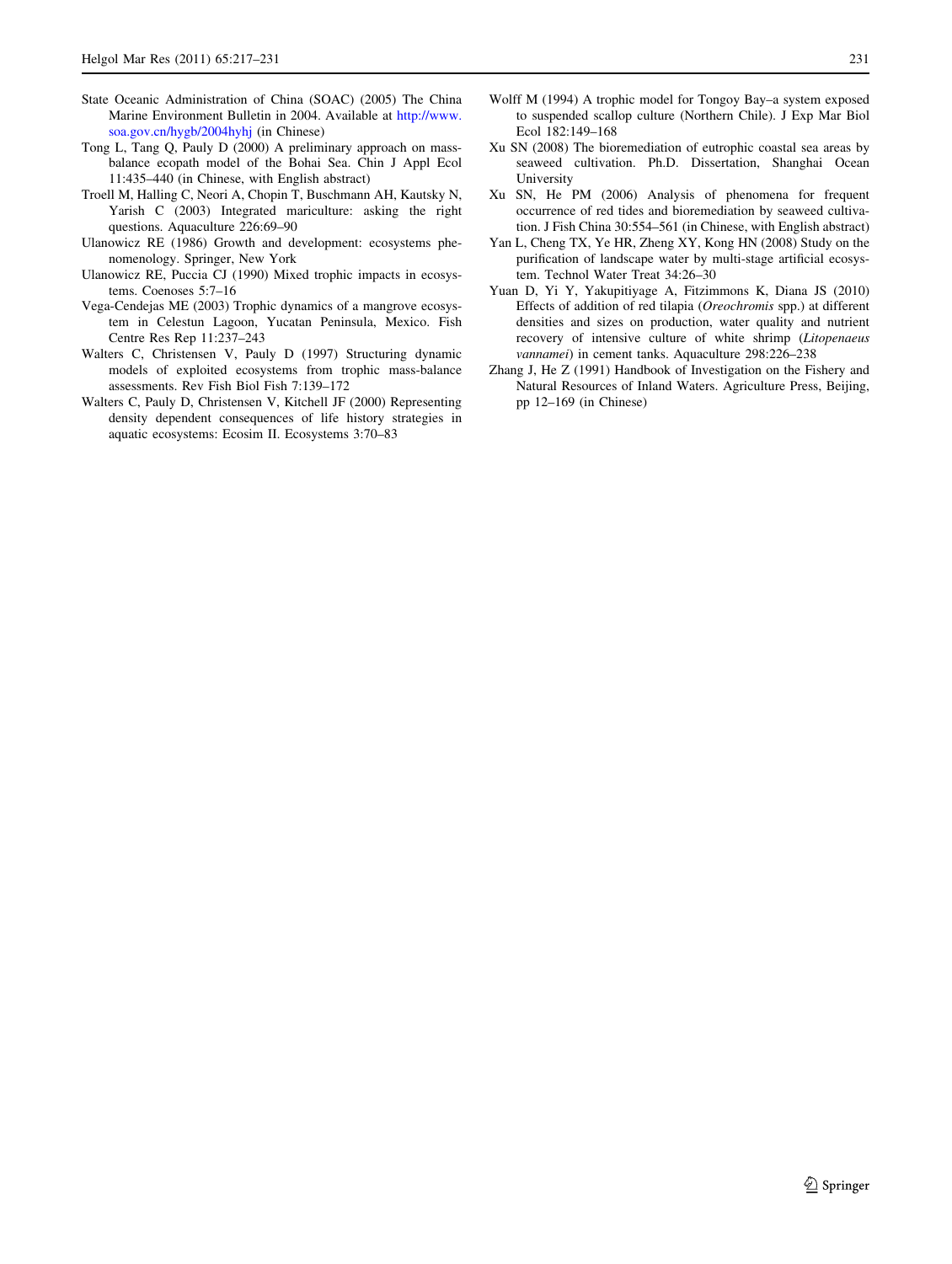State Oceanic Administration of China (SOAC) (2005) The China Marine Environment Bulletin in 2004. Available at http://www.soa.gov.cn/hygb/2004hyhj (in Chinese)

Tong L, Tang Q, Pauly D (2000) A preliminary approach on mass-balance ecopath model of the Bohai Sea. Chin J Appl Ecol 11:435–440 (in Chinese, with English abstract)

Troell M, Halling C, Neori A, Chopin T, Buschmann AH, Kautsky N, Yarish C (2003) Integrated mariculture: asking the right questions. Aquaculture 226:69–90

Ulanowicz RE (1986) Growth and development: ecosystems phenomenology. Springer, New York

Ulanowicz RE, Puccia CJ (1990) Mixed trophic impacts in ecosystems. Coenoses 5:7–16

Vega-Cendejas ME (2003) Trophic dynamics of a mangrove ecosystem in Celestun Lagoon, Yucatan Peninsula, Mexico. Fish Centre Res Rep 11:237–243

Walters C, Christensen V, Pauly D (1997) Structuring dynamic models of exploited ecosystems from trophic mass-balance assessments. Rev Fish Biol Fish 7:139–172

Walters C, Pauly D, Christensen V, Kitchell JF (2000) Representing density dependent consequences of life history strategies in aquatic ecosystems: Ecosim II. Ecosystems 3:70–83

Wolff M (1994) A trophic model for Tongoy Bay–a system exposed to suspended scallop culture (Northern Chile). J Exp Mar Biol Ecol 182:149–168

Xu SN (2008) The bioremediation of eutrophic coastal sea areas by seaweed cultivation. Ph.D. Dissertation, Shanghai Ocean University

Xu SN, He PM (2006) Analysis of phenomena for frequent occurrence of red tides and bioremediation by seaweed cultivation. J Fish China 30:554–561 (in Chinese, with English abstract)

Yan L, Cheng TX, Ye HR, Zheng XY, Kong HN (2008) Study on the purification of landscape water by multi-stage artificial ecosystem. Technol Water Treat 34:26–30

Yuan D, Yi Y, Yakupitiyage A, Fitzimmons K, Diana JS (2010) Effects of addition of red tilapia (*Oreochromis* spp.) at different densities and sizes on production, water quality and nutrient recovery of intensive culture of white shrimp (*Litopenaeus vannamei*) in cement tanks. Aquaculture 298:226–238

Zhang J, He Z (1991) Handbook of Investigation on the Fishery and Natural Resources of Inland Waters. Agriculture Press, Beijing, pp 12–169 (in Chinese)